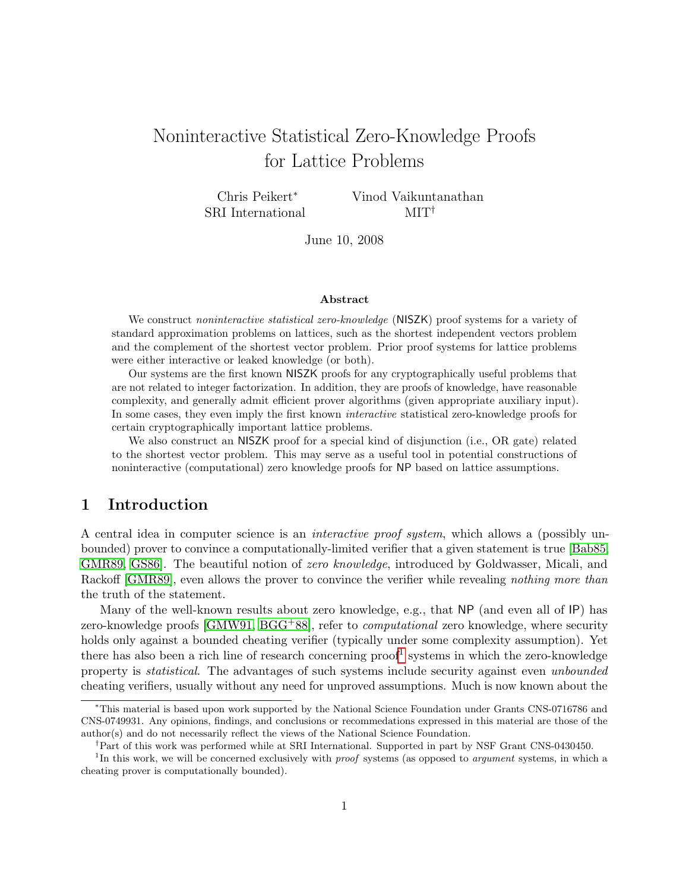# Noninteractive Statistical Zero-Knowledge Proofs for Lattice Problems

Chris Peikert* SRI International

Vinod Vaikuntanathan MIT†

June 10, 2008

### Abstract

We construct *noninteractive statistical zero-knowledge* (NISZK) proof systems for a variety of standard approximation problems on lattices, such as the shortest independent vectors problem and the complement of the shortest vector problem. Prior proof systems for lattice problems were either interactive or leaked knowledge (or both).

Our systems are the first known NISZK proofs for any cryptographically useful problems that are not related to integer factorization. In addition, they are proofs of knowledge, have reasonable complexity, and generally admit efficient prover algorithms (given appropriate auxiliary input). In some cases, they even imply the first known *interactive* statistical zero-knowledge proofs for certain cryptographically important lattice problems.

We also construct an NISZK proof for a special kind of disjunction (i.e., OR gate) related to the shortest vector problem. This may serve as a useful tool in potential constructions of noninteractive (computational) zero knowledge proofs for NP based on lattice assumptions.

## 1 Introduction

A central idea in computer science is an *interactive proof system*, which allows a (possibly unbounded) prover to convince a computationally-limited verifier that a given statement is true [Bab85, GMR89, GS86]. The beautiful notion of *zero knowledge*, introduced by Goldwasser, Micali, and Rackoff [GMR89], even allows the prover to convince the verifier while revealing *nothing more than* the truth of the statement.

Many of the well-known results about zero knowledge, e.g., that NP (and even all of IP) has zero-knowledge proofs [GMW91, BGG+88], refer to *computational* zero knowledge, where security holds only against a bounded cheating verifier (typically under some complexity assumption). Yet there has also been a rich line of research concerning proof[1] systems in which the zero-knowledge property is *statistical*. The advantages of such systems include security against even *unbounded* cheating verifiers, usually without any need for unproved assumptions. Much is now known about the

*This material is based upon work supported by the National Science Foundation under Grants CNS-0716786 and CNS-0749931. Any opinions, findings, and conclusions or recommedations expressed in this material are those of the author(s) and do not necessarily reflect the views of the National Science Foundation.

†Part of this work was performed while at SRI International. Supported in part by NSF Grant CNS-0430450.

[1] In this work, we will be concerned exclusively with *proof* systems (as opposed to *argument* systems, in which a cheating prover is computationally bounded).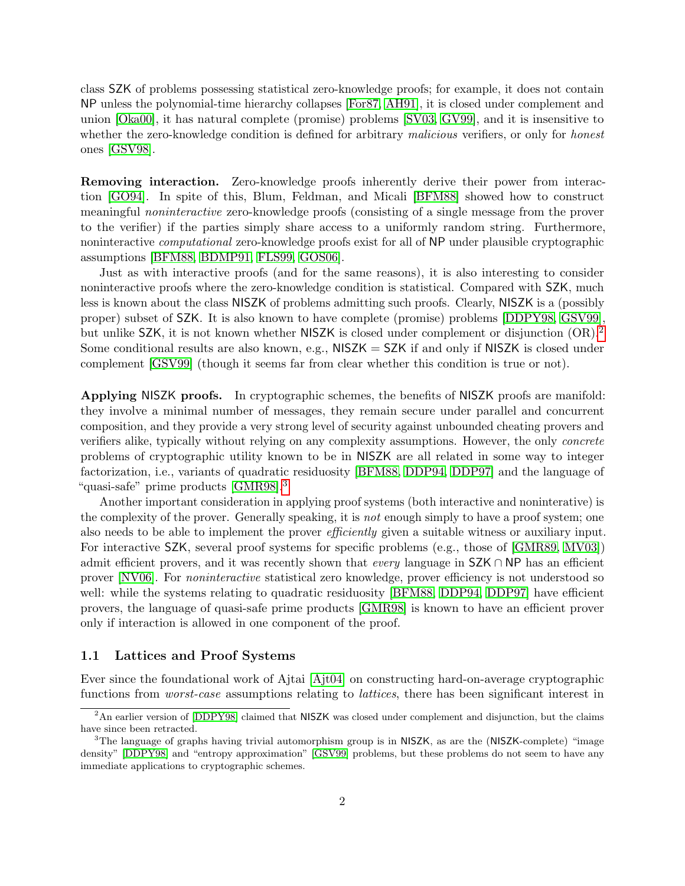class SZK of problems possessing statistical zero-knowledge proofs; for example, it does not contain NP unless the polynomial-time hierarchy collapses [For87, AH91], it is closed under complement and union [Oka00], it has natural complete (promise) problems [SV03, GV99], and it is insensitive to whether the zero-knowledge condition is defined for arbitrary *malicious* verifiers, or only for *honest* ones [GSV98].

**Removing interaction.** Zero-knowledge proofs inherently derive their power from interaction [GO94]. In spite of this, Blum, Feldman, and Micali [BFM88] showed how to construct meaningful *noninteractive* zero-knowledge proofs (consisting of a single message from the prover to the verifier) if the parties simply share access to a uniformly random string. Furthermore, noninteractive *computational* zero-knowledge proofs exist for all of NP under plausible cryptographic assumptions [BFM88, BDMP91, FLS99, GOS06].

Just as with interactive proofs (and for the same reasons), it is also interesting to consider noninteractive proofs where the zero-knowledge condition is statistical. Compared with SZK, much less is known about the class NISZK of problems admitting such proofs. Clearly, NISZK is a (possibly proper) subset of SZK. It is also known to have complete (promise) problems [DDPY98, GSV99], but unlike SZK, it is not known whether NISZK is closed under complement or disjunction (OR).[2] Some conditional results are also known, e.g., NISZK = SZK if and only if NISZK is closed under complement [GSV99] (though it seems far from clear whether this condition is true or not).

**Applying NISZK proofs.** In cryptographic schemes, the benefits of NISZK proofs are manifold: they involve a minimal number of messages, they remain secure under parallel and concurrent composition, and they provide a very strong level of security against unbounded cheating provers and verifiers alike, typically without relying on any complexity assumptions. However, the only *concrete* problems of cryptographic utility known to be in NISZK are all related in some way to integer factorization, i.e., variants of quadratic residuosity [BFM88, DDP94, DDP97] and the language of "quasi-safe" prime products [GMR98].[3]

Another important consideration in applying proof systems (both interactive and noninterative) is the complexity of the prover. Generally speaking, it is *not* enough simply to have a proof system; one also needs to be able to implement the prover *efficiently* given a suitable witness or auxiliary input. For interactive SZK, several proof systems for specific problems (e.g., those of [GMR89, MV03]) admit efficient provers, and it was recently shown that *every* language in $\mathsf{SZK} \cap \mathsf{NP}$ has an efficient prover [NV06]. For *noninteractive* statistical zero knowledge, prover efficiency is not understood so well: while the systems relating to quadratic residuosity [BFM88, DDP94, DDP97] have efficient provers, the language of quasi-safe prime products [GMR98] is known to have an efficient prover only if interaction is allowed in one component of the proof.

### 1.1 Lattices and Proof Systems

Ever since the foundational work of Ajtai [Ajt04] on constructing hard-on-average cryptographic functions from *worst-case* assumptions relating to *lattices*, there has been significant interest in

---

[2] An earlier version of [DDPY98] claimed that NISZK was closed under complement and disjunction, but the claims have since been retracted.

[3] The language of graphs having trivial automorphism group is in NISZK, as are the (NISZK-complete) "image density" [DDPY98] and "entropy approximation" [GSV99] problems, but these problems do not seem to have any immediate applications to cryptographic schemes.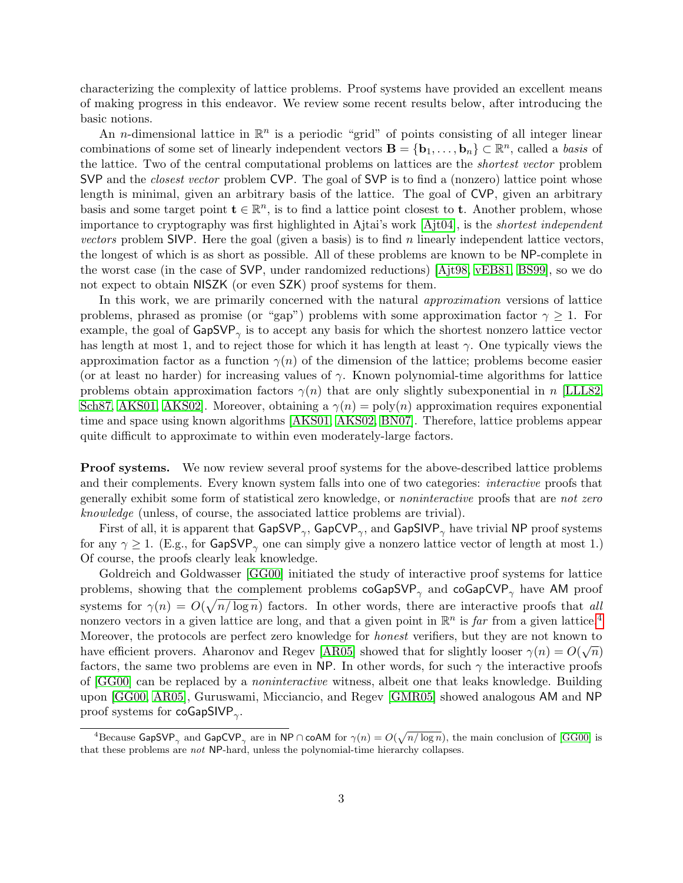characterizing the complexity of lattice problems. Proof systems have provided an excellent means of making progress in this endeavor. We review some recent results below, after introducing the basic notions.

An $n$-dimensional lattice in $\mathbb{R}^n$ is a periodic "grid" of points consisting of all integer linear combinations of some set of linearly independent vectors $\mathbf{B} = \{\mathbf{b}_1, \ldots, \mathbf{b}_n\} \subset \mathbb{R}^n$, called a *basis* of the lattice. Two of the central computational problems on lattices are the *shortest vector* problem SVP and the *closest vector* problem CVP. The goal of SVP is to find a (nonzero) lattice point whose length is minimal, given an arbitrary basis of the lattice. The goal of CVP, given an arbitrary basis and some target point $\mathbf{t} \in \mathbb{R}^n$, is to find a lattice point closest to $\mathbf{t}$. Another problem, whose importance to cryptography was first highlighted in Ajtai's work [Ajt04], is the *shortest independent vectors* problem SIVP. Here the goal (given a basis) is to find $n$ linearly independent lattice vectors, the longest of which is as short as possible. All of these problems are known to be NP-complete in the worst case (in the case of SVP, under randomized reductions) [Ajt98, vEB81, BS99], so we do not expect to obtain NISZK (or even SZK) proof systems for them.

In this work, we are primarily concerned with the natural *approximation* versions of lattice problems, phrased as promise (or "gap") problems with some approximation factor $\gamma \geq 1$. For example, the goal of $\mathsf{GapSVP}_\gamma$ is to accept any basis for which the shortest nonzero lattice vector has length at most 1, and to reject those for which it has length at least $\gamma$. One typically views the approximation factor as a function $\gamma(n)$ of the dimension of the lattice; problems become easier (or at least no harder) for increasing values of $\gamma$. Known polynomial-time algorithms for lattice problems obtain approximation factors $\gamma(n)$ that are only slightly subexponential in $n$ [LLL82, Sch87, AKS01, AKS02]. Moreover, obtaining a $\gamma(n) = \mathrm{poly}(n)$ approximation requires exponential time and space using known algorithms [AKS01, AKS02, BN07]. Therefore, lattice problems appear quite difficult to approximate to within even moderately-large factors.

**Proof systems.** We now review several proof systems for the above-described lattice problems and their complements. Every known system falls into one of two categories: *interactive* proofs that generally exhibit some form of statistical zero knowledge, or *noninteractive* proofs that are *not zero knowledge* (unless, of course, the associated lattice problems are trivial).

First of all, it is apparent that $\mathsf{GapSVP}_\gamma$, $\mathsf{GapCVP}_\gamma$, and $\mathsf{GapSIVP}_\gamma$ have trivial NP proof systems for any $\gamma \geq 1$. (E.g., for $\mathsf{GapSVP}_\gamma$ one can simply give a nonzero lattice vector of length at most 1.) Of course, the proofs clearly leak knowledge.

Goldreich and Goldwasser [GG00] initiated the study of interactive proof systems for lattice problems, showing that the complement problems $\mathsf{coGapSVP}_\gamma$ and $\mathsf{coGapCVP}_\gamma$ have AM proof systems for $\gamma(n) = O(\sqrt{n/\log n})$ factors. In other words, there are interactive proofs that *all* nonzero vectors in a given lattice are long, and that a given point in $\mathbb{R}^n$ is *far* from a given lattice.[4] Moreover, the protocols are perfect zero knowledge for *honest* verifiers, but they are not known to have efficient provers. Aharonov and Regev [AR05] showed that for slightly looser $\gamma(n) = O(\sqrt{n})$ factors, the same two problems are even in NP. In other words, for such $\gamma$ the interactive proofs of [GG00] can be replaced by a *noninteractive* witness, albeit one that leaks knowledge. Building upon [GG00, AR05], Guruswami, Micciancio, and Regev [GMR05] showed analogous AM and NP proof systems for $\mathsf{coGapSIVP}_\gamma$.

[4]Because $\mathsf{GapSVP}_\gamma$ and $\mathsf{GapCVP}_\gamma$ are in NP $\cap$ coAM for $\gamma(n) = O(\sqrt{n/\log n})$, the main conclusion of [GG00] is that these problems are *not* NP-hard, unless the polynomial-time hierarchy collapses.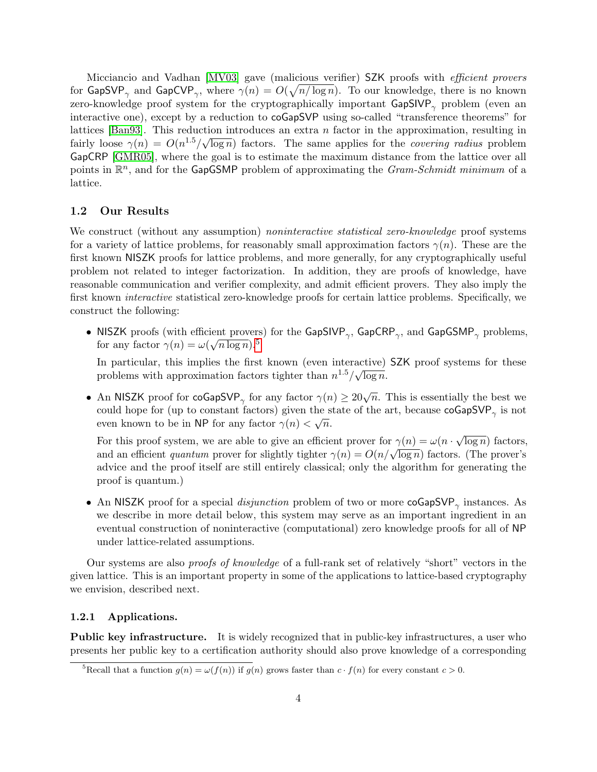Micciancio and Vadhan [MV03] gave (malicious verifier) SZK proofs with *efficient provers* for $\mathsf{GapSVP}_\gamma$ and $\mathsf{GapCVP}_\gamma$, where $\gamma(n) = O(\sqrt{n/\log n})$. To our knowledge, there is no known zero-knowledge proof system for the cryptographically important $\mathsf{GapSIVP}_\gamma$ problem (even an interactive one), except by a reduction to coGapSVP using so-called "transference theorems" for lattices [Ban93]. This reduction introduces an extra $n$ factor in the approximation, resulting in fairly loose $\gamma(n) = O(n^{1.5}/\sqrt{\log n})$ factors. The same applies for the *covering radius* problem GapCRP [GMR05], where the goal is to estimate the maximum distance from the lattice over all points in $\mathbb{R}^n$, and for the GapGSMP problem of approximating the *Gram-Schmidt minimum* of a lattice.

### 1.2 Our Results

We construct (without any assumption) *noninteractive statistical zero-knowledge* proof systems for a variety of lattice problems, for reasonably small approximation factors $\gamma(n)$. These are the first known NISZK proofs for lattice problems, and more generally, for any cryptographically useful problem not related to integer factorization. In addition, they are proofs of knowledge, have reasonable communication and verifier complexity, and admit efficient provers. They also imply the first known *interactive* statistical zero-knowledge proofs for certain lattice problems. Specifically, we construct the following:

- NISZK proofs (with efficient provers) for the $\mathsf{GapSIVP}_\gamma$, $\mathsf{GapCRP}_\gamma$, and $\mathsf{GapGSMP}_\gamma$ problems, for any factor $\gamma(n) = \omega(\sqrt{n \log n})$.[5]

  In particular, this implies the first known (even interactive) SZK proof systems for these problems with approximation factors tighter than $n^{1.5}/\sqrt{\log n}$.

- An NISZK proof for $\mathsf{coGapSVP}_\gamma$ for any factor $\gamma(n) \geq 20\sqrt{n}$. This is essentially the best we could hope for (up to constant factors) given the state of the art, because $\mathsf{coGapSVP}_\gamma$ is not even known to be in NP for any factor $\gamma(n) < \sqrt{n}$.

  For this proof system, we are able to give an efficient prover for $\gamma(n) = \omega(n \cdot \sqrt{\log n})$ factors, and an efficient *quantum* prover for slightly tighter $\gamma(n) = O(n/\sqrt{\log n})$ factors. (The prover's advice and the proof itself are still entirely classical; only the algorithm for generating the proof is quantum.)

- An NISZK proof for a special *disjunction* problem of two or more $\mathsf{coGapSVP}_\gamma$ instances. As we describe in more detail below, this system may serve as an important ingredient in an eventual construction of noninteractive (computational) zero knowledge proofs for all of NP under lattice-related assumptions.

Our systems are also *proofs of knowledge* of a full-rank set of relatively "short" vectors in the given lattice. This is an important property in some of the applications to lattice-based cryptography we envision, described next.

#### 1.2.1 Applications.

**Public key infrastructure.** It is widely recognized that in public-key infrastructures, a user who presents her public key to a certification authority should also prove knowledge of a corresponding

[5] Recall that a function $g(n) = \omega(f(n))$ if $g(n)$ grows faster than $c \cdot f(n)$ for every constant $c > 0$.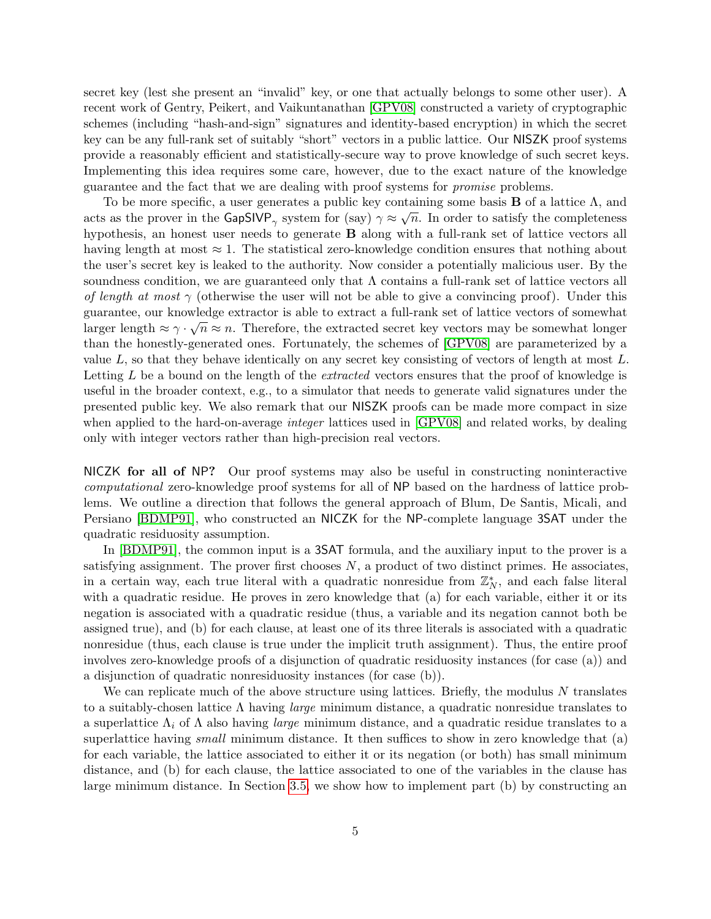secret key (lest she present an "invalid" key, or one that actually belongs to some other user). A recent work of Gentry, Peikert, and Vaikuntanathan [GPV08] constructed a variety of cryptographic schemes (including "hash-and-sign" signatures and identity-based encryption) in which the secret key can be any full-rank set of suitably "short" vectors in a public lattice. Our NISZK proof systems provide a reasonably efficient and statistically-secure way to prove knowledge of such secret keys. Implementing this idea requires some care, however, due to the exact nature of the knowledge guarantee and the fact that we are dealing with proof systems for *promise* problems.

To be more specific, a user generates a public key containing some basis $\mathbf{B}$ of a lattice $\Lambda$, and acts as the prover in the $\mathsf{GapSIVP}_\gamma$ system for (say) $\gamma \approx \sqrt{n}$. In order to satisfy the completeness hypothesis, an honest user needs to generate $\mathbf{B}$ along with a full-rank set of lattice vectors all having length at most $\approx 1$. The statistical zero-knowledge condition ensures that nothing about the user's secret key is leaked to the authority. Now consider a potentially malicious user. By the soundness condition, we are guaranteed only that $\Lambda$ contains a full-rank set of lattice vectors all *of length at most* $\gamma$ (otherwise the user will not be able to give a convincing proof). Under this guarantee, our knowledge extractor is able to extract a full-rank set of lattice vectors of somewhat larger length $\approx \gamma \cdot \sqrt{n} \approx n$. Therefore, the extracted secret key vectors may be somewhat longer than the honestly-generated ones. Fortunately, the schemes of [GPV08] are parameterized by a value $L$, so that they behave identically on any secret key consisting of vectors of length at most $L$. Letting $L$ be a bound on the length of the *extracted* vectors ensures that the proof of knowledge is useful in the broader context, e.g., to a simulator that needs to generate valid signatures under the presented public key. We also remark that our NISZK proofs can be made more compact in size when applied to the hard-on-average *integer* lattices used in [GPV08] and related works, by dealing only with integer vectors rather than high-precision real vectors.

**NICZK for all of NP?** Our proof systems may also be useful in constructing noninteractive *computational* zero-knowledge proof systems for all of NP based on the hardness of lattice problems. We outline a direction that follows the general approach of Blum, De Santis, Micali, and Persiano [BDMP91], who constructed an NICZK for the NP-complete language 3SAT under the quadratic residuosity assumption.

In [BDMP91], the common input is a 3SAT formula, and the auxiliary input to the prover is a satisfying assignment. The prover first chooses $N$, a product of two distinct primes. He associates, in a certain way, each true literal with a quadratic nonresidue from $\mathbb{Z}_N^*$, and each false literal with a quadratic residue. He proves in zero knowledge that (a) for each variable, either it or its negation is associated with a quadratic residue (thus, a variable and its negation cannot both be assigned true), and (b) for each clause, at least one of its three literals is associated with a quadratic nonresidue (thus, each clause is true under the implicit truth assignment). Thus, the entire proof involves zero-knowledge proofs of a disjunction of quadratic residuosity instances (for case (a)) and a disjunction of quadratic nonresiduosity instances (for case (b)).

We can replicate much of the above structure using lattices. Briefly, the modulus $N$ translates to a suitably-chosen lattice $\Lambda$ having *large* minimum distance, a quadratic nonresidue translates to a superlattice $\Lambda_i$ of $\Lambda$ also having *large* minimum distance, and a quadratic residue translates to a superlattice having *small* minimum distance. It then suffices to show in zero knowledge that (a) for each variable, the lattice associated to either it or its negation (or both) has small minimum distance, and (b) for each clause, the lattice associated to one of the variables in the clause has large minimum distance. In Section 3.5, we show how to implement part (b) by constructing an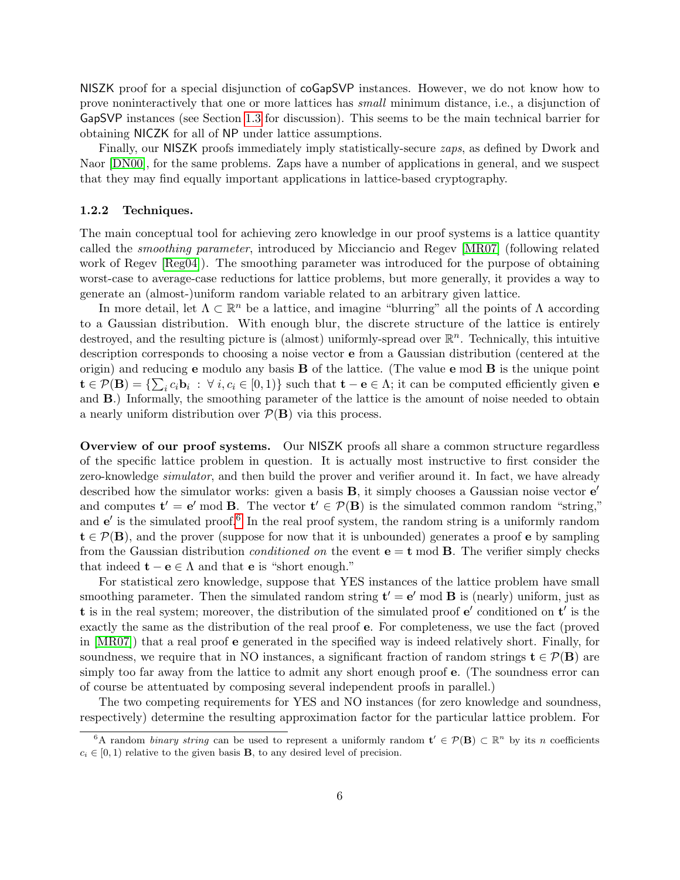NISZK proof for a special disjunction of coGapSVP instances. However, we do not know how to prove noninteractively that one or more lattices has *small* minimum distance, i.e., a disjunction of GapSVP instances (see Section 1.3 for discussion). This seems to be the main technical barrier for obtaining NICZK for all of NP under lattice assumptions.

Finally, our NISZK proofs immediately imply statistically-secure *zaps*, as defined by Dwork and Naor [DN00], for the same problems. Zaps have a number of applications in general, and we suspect that they may find equally important applications in lattice-based cryptography.

### 1.2.2 Techniques.

The main conceptual tool for achieving zero knowledge in our proof systems is a lattice quantity called the *smoothing parameter*, introduced by Micciancio and Regev [MR07] (following related work of Regev [Reg04]). The smoothing parameter was introduced for the purpose of obtaining worst-case to average-case reductions for lattice problems, but more generally, it provides a way to generate an (almost-)uniform random variable related to an arbitrary given lattice.

In more detail, let $\Lambda \subset \mathbb{R}^n$ be a lattice, and imagine "blurring" all the points of $\Lambda$ according to a Gaussian distribution. With enough blur, the discrete structure of the lattice is entirely destroyed, and the resulting picture is (almost) uniformly-spread over $\mathbb{R}^n$. Technically, this intuitive description corresponds to choosing a noise vector $\mathbf{e}$ from a Gaussian distribution (centered at the origin) and reducing $\mathbf{e}$ modulo any basis $\mathbf{B}$ of the lattice. (The value $\mathbf{e} \bmod \mathbf{B}$ is the unique point $\mathbf{t} \in \mathcal{P}(\mathbf{B}) = \{\sum_i c_i \mathbf{b}_i \,:\, \forall\, i, c_i \in [0,1)\}$ such that $\mathbf{t} - \mathbf{e} \in \Lambda$; it can be computed efficiently given $\mathbf{e}$ and $\mathbf{B}$.) Informally, the smoothing parameter of the lattice is the amount of noise needed to obtain a nearly uniform distribution over $\mathcal{P}(\mathbf{B})$ via this process.

**Overview of our proof systems.** Our NISZK proofs all share a common structure regardless of the specific lattice problem in question. It is actually most instructive to first consider the zero-knowledge *simulator*, and then build the prover and verifier around it. In fact, we have already described how the simulator works: given a basis $\mathbf{B}$, it simply chooses a Gaussian noise vector $\mathbf{e}'$ and computes $\mathbf{t}' = \mathbf{e}' \bmod \mathbf{B}$. The vector $\mathbf{t}' \in \mathcal{P}(\mathbf{B})$ is the simulated common random "string," and $\mathbf{e}'$ is the simulated proof.[6] In the real proof system, the random string is a uniformly random $\mathbf{t} \in \mathcal{P}(\mathbf{B})$, and the prover (suppose for now that it is unbounded) generates a proof $\mathbf{e}$ by sampling from the Gaussian distribution *conditioned on* the event $\mathbf{e} = \mathbf{t} \bmod \mathbf{B}$. The verifier simply checks that indeed $\mathbf{t} - \mathbf{e} \in \Lambda$ and that $\mathbf{e}$ is "short enough."

For statistical zero knowledge, suppose that YES instances of the lattice problem have small smoothing parameter. Then the simulated random string $\mathbf{t}' = \mathbf{e}' \bmod \mathbf{B}$ is (nearly) uniform, just as $\mathbf{t}$ is in the real system; moreover, the distribution of the simulated proof $\mathbf{e}'$ conditioned on $\mathbf{t}'$ is the exactly the same as the distribution of the real proof $\mathbf{e}$. For completeness, we use the fact (proved in [MR07]) that a real proof $\mathbf{e}$ generated in the specified way is indeed relatively short. Finally, for soundness, we require that in NO instances, a significant fraction of random strings $\mathbf{t} \in \mathcal{P}(\mathbf{B})$ are simply too far away from the lattice to admit any short enough proof $\mathbf{e}$. (The soundness error can of course be attentuated by composing several independent proofs in parallel.)

The two competing requirements for YES and NO instances (for zero knowledge and soundness, respectively) determine the resulting approximation factor for the particular lattice problem. For

[6] A random *binary string* can be used to represent a uniformly random $\mathbf{t}' \in \mathcal{P}(\mathbf{B}) \subset \mathbb{R}^n$ by its $n$ coefficients $c_i \in [0,1)$ relative to the given basis $\mathbf{B}$, to any desired level of precision.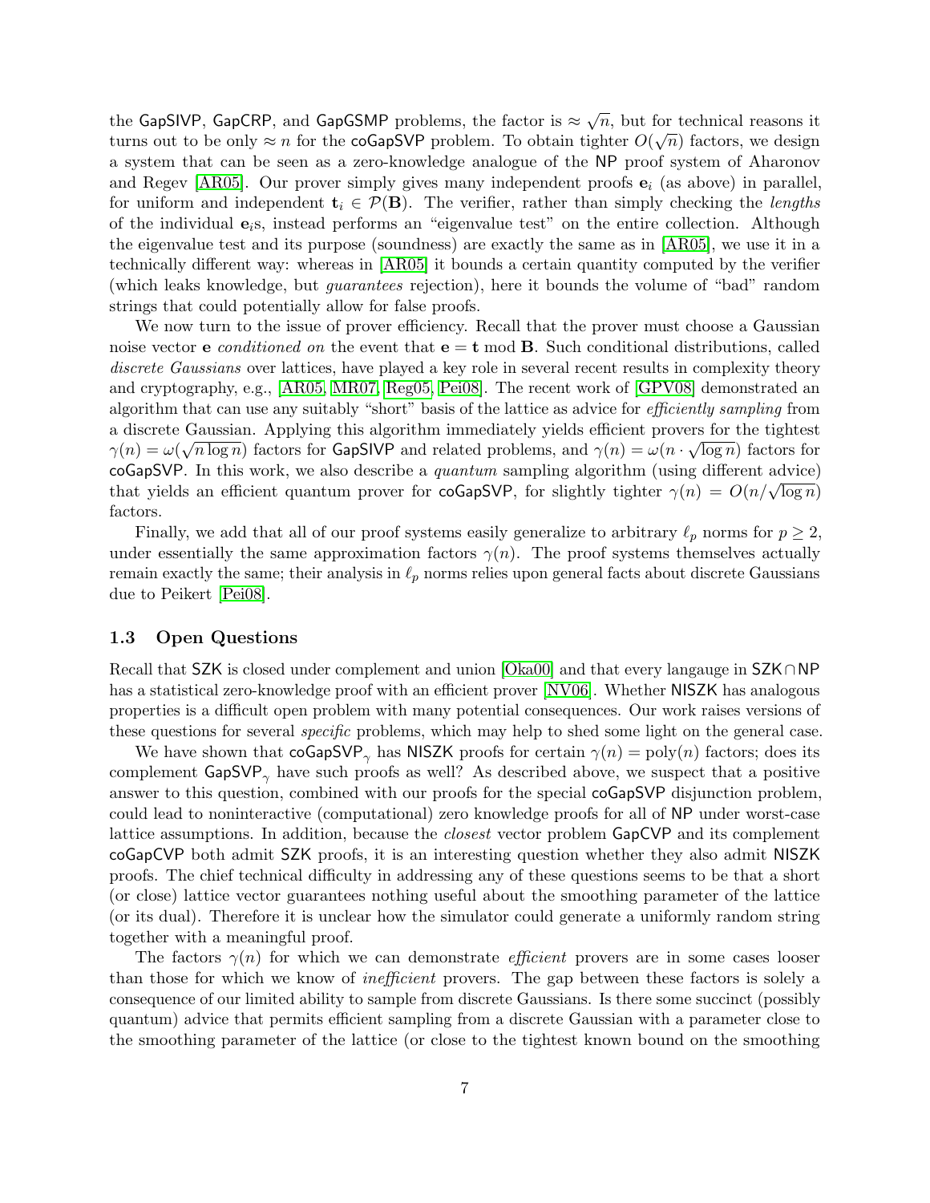the GapSIVP, GapCRP, and GapGSMP problems, the factor is $\approx \sqrt{n}$, but for technical reasons it turns out to be only $\approx n$ for the coGapSVP problem. To obtain tighter $O(\sqrt{n})$ factors, we design a system that can be seen as a zero-knowledge analogue of the NP proof system of Aharonov and Regev [AR05]. Our prover simply gives many independent proofs $\mathbf{e}_i$ (as above) in parallel, for uniform and independent $\mathbf{t}_i \in \mathcal{P}(\mathbf{B})$. The verifier, rather than simply checking the *lengths* of the individual $\mathbf{e}_i$s, instead performs an "eigenvalue test" on the entire collection. Although the eigenvalue test and its purpose (soundness) are exactly the same as in [AR05], we use it in a technically different way: whereas in [AR05] it bounds a certain quantity computed by the verifier (which leaks knowledge, but *guarantees* rejection), here it bounds the volume of "bad" random strings that could potentially allow for false proofs.

We now turn to the issue of prover efficiency. Recall that the prover must choose a Gaussian noise vector $\mathbf{e}$ *conditioned on* the event that $\mathbf{e} = \mathbf{t} \bmod \mathbf{B}$. Such conditional distributions, called *discrete Gaussians* over lattices, have played a key role in several recent results in complexity theory and cryptography, e.g., [AR05, MR07, Reg05, Pei08]. The recent work of [GPV08] demonstrated an algorithm that can use any suitably "short" basis of the lattice as advice for *efficiently sampling* from a discrete Gaussian. Applying this algorithm immediately yields efficient provers for the tightest $\gamma(n) = \omega(\sqrt{n \log n})$ factors for GapSIVP and related problems, and $\gamma(n) = \omega(n \cdot \sqrt{\log n})$ factors for coGapSVP. In this work, we also describe a *quantum* sampling algorithm (using different advice) that yields an efficient quantum prover for coGapSVP, for slightly tighter $\gamma(n) = O(n/\sqrt{\log n})$ factors.

Finally, we add that all of our proof systems easily generalize to arbitrary $\ell_p$ norms for $p \geq 2$, under essentially the same approximation factors $\gamma(n)$. The proof systems themselves actually remain exactly the same; their analysis in $\ell_p$ norms relies upon general facts about discrete Gaussians due to Peikert [Pei08].

### 1.3 Open Questions

Recall that SZK is closed under complement and union [Oka00] and that every langauge in SZK$\cap$NP has a statistical zero-knowledge proof with an efficient prover [NV06]. Whether NISZK has analogous properties is a difficult open problem with many potential consequences. Our work raises versions of these questions for several *specific* problems, which may help to shed some light on the general case.

We have shown that $\mathsf{coGapSVP}_\gamma$ has NISZK proofs for certain $\gamma(n) = \mathrm{poly}(n)$ factors; does its complement $\mathsf{GapSVP}_\gamma$ have such proofs as well? As described above, we suspect that a positive answer to this question, combined with our proofs for the special coGapSVP disjunction problem, could lead to noninteractive (computational) zero knowledge proofs for all of NP under worst-case lattice assumptions. In addition, because the *closest* vector problem GapCVP and its complement coGapCVP both admit SZK proofs, it is an interesting question whether they also admit NISZK proofs. The chief technical difficulty in addressing any of these questions seems to be that a short (or close) lattice vector guarantees nothing useful about the smoothing parameter of the lattice (or its dual). Therefore it is unclear how the simulator could generate a uniformly random string together with a meaningful proof.

The factors $\gamma(n)$ for which we can demonstrate *efficient* provers are in some cases looser than those for which we know of *inefficient* provers. The gap between these factors is solely a consequence of our limited ability to sample from discrete Gaussians. Is there some succinct (possibly quantum) advice that permits efficient sampling from a discrete Gaussian with a parameter close to the smoothing parameter of the lattice (or close to the tightest known bound on the smoothing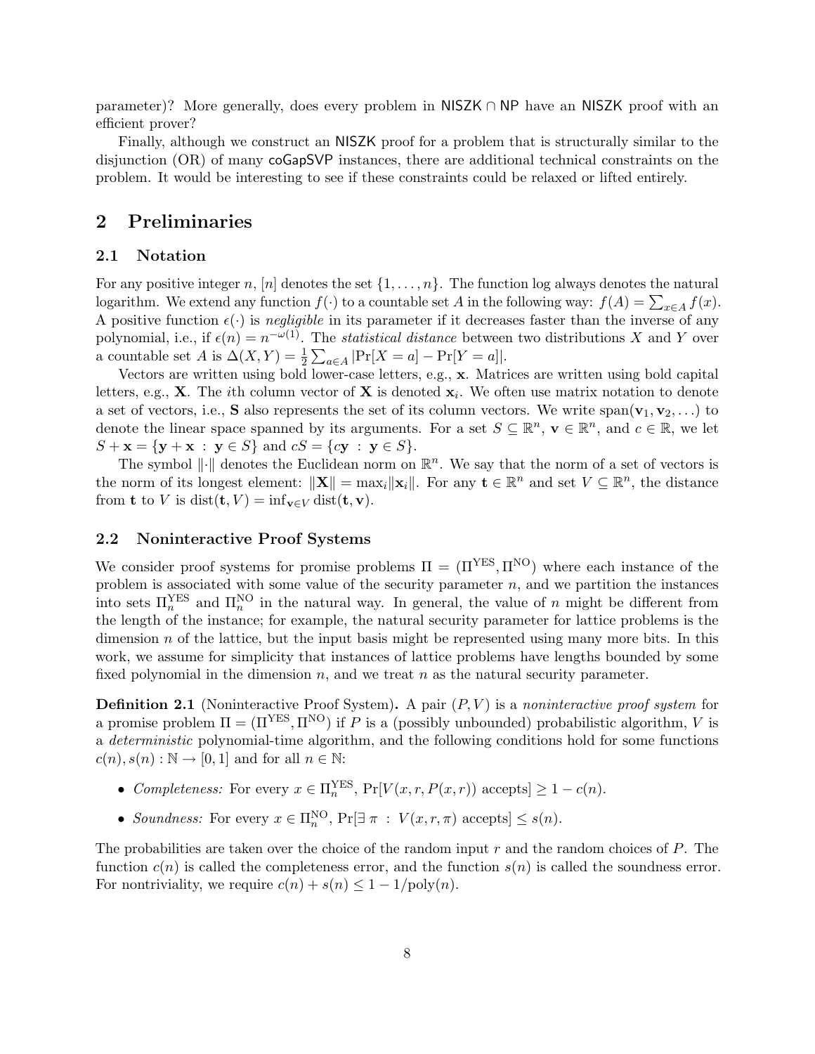parameter)? More generally, does every problem in $\mathsf{NISZK} \cap \mathsf{NP}$ have an $\mathsf{NISZK}$ proof with an efficient prover?

Finally, although we construct an $\mathsf{NISZK}$ proof for a problem that is structurally similar to the disjunction (OR) of many $\mathsf{coGapSVP}$ instances, there are additional technical constraints on the problem. It would be interesting to see if these constraints could be relaxed or lifted entirely.

## 2 Preliminaries

### 2.1 Notation

For any positive integer $n$, $[n]$ denotes the set $\{1, \ldots, n\}$. The function log always denotes the natural logarithm. We extend any function $f(\cdot)$ to a countable set $A$ in the following way: $f(A) = \sum_{x \in A} f(x)$. A positive function $\epsilon(\cdot)$ is *negligible* in its parameter if it decreases faster than the inverse of any polynomial, i.e., if $\epsilon(n) = n^{-\omega(1)}$. The *statistical distance* between two distributions $X$ and $Y$ over a countable set $A$ is $\Delta(X, Y) = \frac{1}{2} \sum_{a \in A} |\Pr[X = a] - \Pr[Y = a]|$.

Vectors are written using bold lower-case letters, e.g., $\mathbf{x}$. Matrices are written using bold capital letters, e.g., $\mathbf{X}$. The $i$th column vector of $\mathbf{X}$ is denoted $\mathbf{x}_i$. We often use matrix notation to denote a set of vectors, i.e., $\mathbf{S}$ also represents the set of its column vectors. We write $\text{span}(\mathbf{v}_1, \mathbf{v}_2, \ldots)$ to denote the linear space spanned by its arguments. For a set $S \subseteq \mathbb{R}^n$, $\mathbf{v} \in \mathbb{R}^n$, and $c \in \mathbb{R}$, we let $S + \mathbf{x} = \{\mathbf{y} + \mathbf{x} \,:\, \mathbf{y} \in S\}$ and $cS = \{c\mathbf{y} \,:\, \mathbf{y} \in S\}$.

The symbol $\|\cdot\|$ denotes the Euclidean norm on $\mathbb{R}^n$. We say that the norm of a set of vectors is the norm of its longest element: $\|\mathbf{X}\| = \max_i \|\mathbf{x}_i\|$. For any $\mathbf{t} \in \mathbb{R}^n$ and set $V \subseteq \mathbb{R}^n$, the distance from $\mathbf{t}$ to $V$ is $\text{dist}(\mathbf{t}, V) = \inf_{\mathbf{v} \in V} \text{dist}(\mathbf{t}, \mathbf{v})$.

### 2.2 Noninteractive Proof Systems

We consider proof systems for promise problems $\Pi = (\Pi^{\text{YES}}, \Pi^{\text{NO}})$ where each instance of the problem is associated with some value of the security parameter $n$, and we partition the instances into sets $\Pi_n^{\text{YES}}$ and $\Pi_n^{\text{NO}}$ in the natural way. In general, the value of $n$ might be different from the length of the instance; for example, the natural security parameter for lattice problems is the dimension $n$ of the lattice, but the input basis might be represented using many more bits. In this work, we assume for simplicity that instances of lattice problems have lengths bounded by some fixed polynomial in the dimension $n$, and we treat $n$ as the natural security parameter.

**Definition 2.1** (Noninteractive Proof System)**.** A pair $(P, V)$ is a *noninteractive proof system* for a promise problem $\Pi = (\Pi^{\text{YES}}, \Pi^{\text{NO}})$ if $P$ is a (possibly unbounded) probabilistic algorithm, $V$ is a *deterministic* polynomial-time algorithm, and the following conditions hold for some functions $c(n), s(n) : \mathbb{N} \to [0, 1]$ and for all $n \in \mathbb{N}$:

- *Completeness:* For every $x \in \Pi_n^{\text{YES}}$, $\Pr[V(x, r, P(x, r)) \text{ accepts}] \geq 1 - c(n)$.
- *Soundness:* For every $x \in \Pi_n^{\text{NO}}$, $\Pr[\exists\, \pi \,:\, V(x, r, \pi) \text{ accepts}] \leq s(n)$.

The probabilities are taken over the choice of the random input $r$ and the random choices of $P$. The function $c(n)$ is called the completeness error, and the function $s(n)$ is called the soundness error. For nontriviality, we require $c(n) + s(n) \leq 1 - 1/\text{poly}(n)$.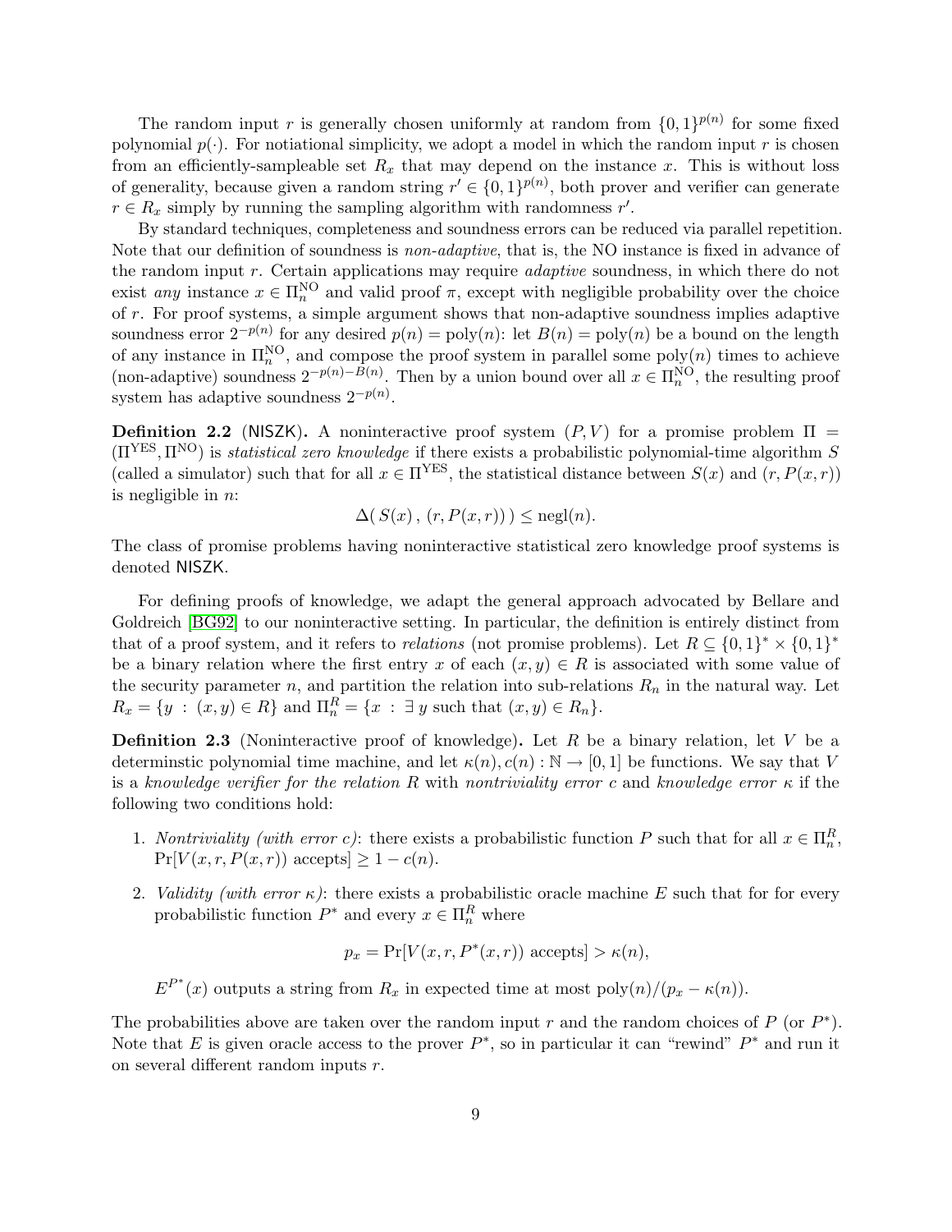The random input $r$ is generally chosen uniformly at random from $\{0,1\}^{p(n)}$ for some fixed polynomial $p(\cdot)$. For notiational simplicity, we adopt a model in which the random input $r$ is chosen from an efficiently-sampleable set $R_x$ that may depend on the instance $x$. This is without loss of generality, because given a random string $r' \in \{0,1\}^{p(n)}$, both prover and verifier can generate $r \in R_x$ simply by running the sampling algorithm with randomness $r'$.

By standard techniques, completeness and soundness errors can be reduced via parallel repetition. Note that our definition of soundness is *non-adaptive*, that is, the NO instance is fixed in advance of the random input $r$. Certain applications may require *adaptive* soundness, in which there do not exist *any* instance $x \in \Pi_n^{\text{NO}}$ and valid proof $\pi$, except with negligible probability over the choice of $r$. For proof systems, a simple argument shows that non-adaptive soundness implies adaptive soundness error $2^{-p(n)}$ for any desired $p(n) = \text{poly}(n)$: let $B(n) = \text{poly}(n)$ be a bound on the length of any instance in $\Pi_n^{\text{NO}}$, and compose the proof system in parallel some $\text{poly}(n)$ times to achieve (non-adaptive) soundness $2^{-p(n)-B(n)}$. Then by a union bound over all $x \in \Pi_n^{\text{NO}}$, the resulting proof system has adaptive soundness $2^{-p(n)}$.

**Definition 2.2** (NISZK)**.** A noninteractive proof system $(P,V)$ for a promise problem $\Pi = (\Pi^{\text{YES}}, \Pi^{\text{NO}})$ is *statistical zero knowledge* if there exists a probabilistic polynomial-time algorithm $S$ (called a simulator) such that for all $x \in \Pi^{\text{YES}}$, the statistical distance between $S(x)$ and $(r, P(x,r))$ is negligible in $n$:

$$\Delta(\, S(x)\,,\, (r, P(x,r))\,) \leq \text{negl}(n).$$

The class of promise problems having noninteractive statistical zero knowledge proof systems is denoted NISZK.

For defining proofs of knowledge, we adapt the general approach advocated by Bellare and Goldreich [BG92] to our noninteractive setting. In particular, the definition is entirely distinct from that of a proof system, and it refers to *relations* (not promise problems). Let $R \subseteq \{0,1\}^* \times \{0,1\}^*$ be a binary relation where the first entry $x$ of each $(x,y) \in R$ is associated with some value of the security parameter $n$, and partition the relation into sub-relations $R_n$ in the natural way. Let $R_x = \{y \,:\, (x,y) \in R\}$ and $\Pi_n^R = \{x \,:\, \exists\, y \text{ such that } (x,y) \in R_n\}$.

**Definition 2.3** (Noninteractive proof of knowledge)**.** Let $R$ be a binary relation, let $V$ be a determinstic polynomial time machine, and let $\kappa(n), c(n) : \mathbb{N} \to [0,1]$ be functions. We say that $V$ is a *knowledge verifier for the relation* $R$ with *nontriviality error* $c$ and *knowledge error* $\kappa$ if the following two conditions hold:

1. *Nontriviality (with error $c$)*: there exists a probabilistic function $P$ such that for all $x \in \Pi_n^R$, $\Pr[V(x,r,P(x,r)) \text{ accepts}] \geq 1 - c(n)$.

2. *Validity (with error $\kappa$)*: there exists a probabilistic oracle machine $E$ such that for for every probabilistic function $P^*$ and every $x \in \Pi_n^R$ where

$$p_x = \Pr[V(x,r,P^*(x,r)) \text{ accepts}] > \kappa(n),$$

$E^{P^*}(x)$ outputs a string from $R_x$ in expected time at most $\text{poly}(n)/(p_x - \kappa(n))$.

The probabilities above are taken over the random input $r$ and the random choices of $P$ (or $P^*$). Note that $E$ is given oracle access to the prover $P^*$, so in particular it can "rewind" $P^*$ and run it on several different random inputs $r$.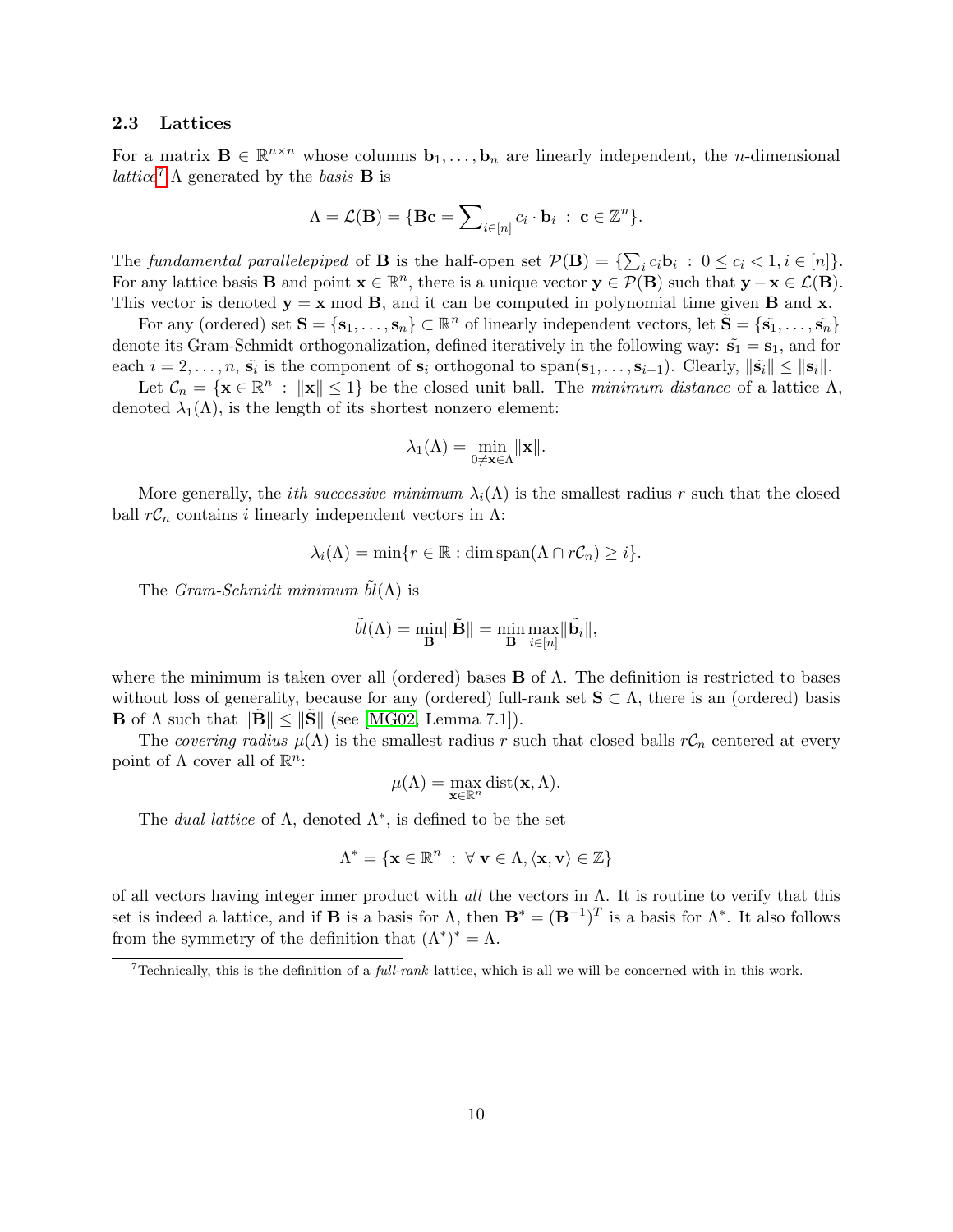### 2.3 Lattices

For a matrix $\mathbf{B} \in \mathbb{R}^{n \times n}$ whose columns $\mathbf{b}_1, \ldots, \mathbf{b}_n$ are linearly independent, the $n$-dimensional *lattice*[7] $\Lambda$ generated by the *basis* $\mathbf{B}$ is

$$\Lambda = \mathcal{L}(\mathbf{B}) = \{\mathbf{B}\mathbf{c} = \sum\nolimits_{i \in [n]} c_i \cdot \mathbf{b}_i \; : \; \mathbf{c} \in \mathbb{Z}^n\}.$$

The *fundamental parallelepiped* of $\mathbf{B}$ is the half-open set $\mathcal{P}(\mathbf{B}) = \{\sum_i c_i \mathbf{b}_i \; : \; 0 \leq c_i < 1, i \in [n]\}$. For any lattice basis $\mathbf{B}$ and point $\mathbf{x} \in \mathbb{R}^n$, there is a unique vector $\mathbf{y} \in \mathcal{P}(\mathbf{B})$ such that $\mathbf{y} - \mathbf{x} \in \mathcal{L}(\mathbf{B})$. This vector is denoted $\mathbf{y} = \mathbf{x} \bmod \mathbf{B}$, and it can be computed in polynomial time given $\mathbf{B}$ and $\mathbf{x}$.

For any (ordered) set $\mathbf{S} = \{\mathbf{s}_1, \ldots, \mathbf{s}_n\} \subset \mathbb{R}^n$ of linearly independent vectors, let $\tilde{\mathbf{S}} = \{\tilde{\mathbf{s}_1}, \ldots, \tilde{\mathbf{s}_n}\}$ denote its Gram-Schmidt orthogonalization, defined iteratively in the following way: $\tilde{\mathbf{s}_1} = \mathbf{s}_1$, and for each $i = 2, \ldots, n$, $\tilde{\mathbf{s}_i}$ is the component of $\mathbf{s}_i$ orthogonal to $\text{span}(\mathbf{s}_1, \ldots, \mathbf{s}_{i-1})$. Clearly, $\|\tilde{\mathbf{s}_i}\| \leq \|\mathbf{s}_i\|$.

Let $\mathcal{C}_n = \{\mathbf{x} \in \mathbb{R}^n \; : \; \|\mathbf{x}\| \leq 1\}$ be the closed unit ball. The *minimum distance* of a lattice $\Lambda$, denoted $\lambda_1(\Lambda)$, is the length of its shortest nonzero element:

$$\lambda_1(\Lambda) = \min_{0 \neq \mathbf{x} \in \Lambda} \|\mathbf{x}\|.$$

More generally, the *ith successive minimum* $\lambda_i(\Lambda)$ is the smallest radius $r$ such that the closed ball $r\mathcal{C}_n$ contains $i$ linearly independent vectors in $\Lambda$:

$$\lambda_i(\Lambda) = \min\{r \in \mathbb{R} : \dim \text{span}(\Lambda \cap r\mathcal{C}_n) \geq i\}.$$

The *Gram-Schmidt minimum* $\tilde{bl}(\Lambda)$ is

$$\tilde{bl}(\Lambda) = \min_{\mathbf{B}} \|\tilde{\mathbf{B}}\| = \min_{\mathbf{B}} \max_{i \in [n]} \|\tilde{\mathbf{b}_i}\|,$$

where the minimum is taken over all (ordered) bases $\mathbf{B}$ of $\Lambda$. The definition is restricted to bases without loss of generality, because for any (ordered) full-rank set $\mathbf{S} \subset \Lambda$, there is an (ordered) basis $\mathbf{B}$ of $\Lambda$ such that $\|\tilde{\mathbf{B}}\| \leq \|\tilde{\mathbf{S}}\|$ (see [MG02, Lemma 7.1]).

The *covering radius* $\mu(\Lambda)$ is the smallest radius $r$ such that closed balls $r\mathcal{C}_n$ centered at every point of $\Lambda$ cover all of $\mathbb{R}^n$:

$$\mu(\Lambda) = \max_{\mathbf{x} \in \mathbb{R}^n} \text{dist}(\mathbf{x}, \Lambda).$$

The *dual lattice* of $\Lambda$, denoted $\Lambda^*$, is defined to be the set

$$\Lambda^* = \{\mathbf{x} \in \mathbb{R}^n \; : \; \forall \; \mathbf{v} \in \Lambda, \langle \mathbf{x}, \mathbf{v} \rangle \in \mathbb{Z}\}$$

of all vectors having integer inner product with *all* the vectors in $\Lambda$. It is routine to verify that this set is indeed a lattice, and if $\mathbf{B}$ is a basis for $\Lambda$, then $\mathbf{B}^* = (\mathbf{B}^{-1})^T$ is a basis for $\Lambda^*$. It also follows from the symmetry of the definition that $(\Lambda^*)^* = \Lambda$.

---

[7] Technically, this is the definition of a *full-rank* lattice, which is all we will be concerned with in this work.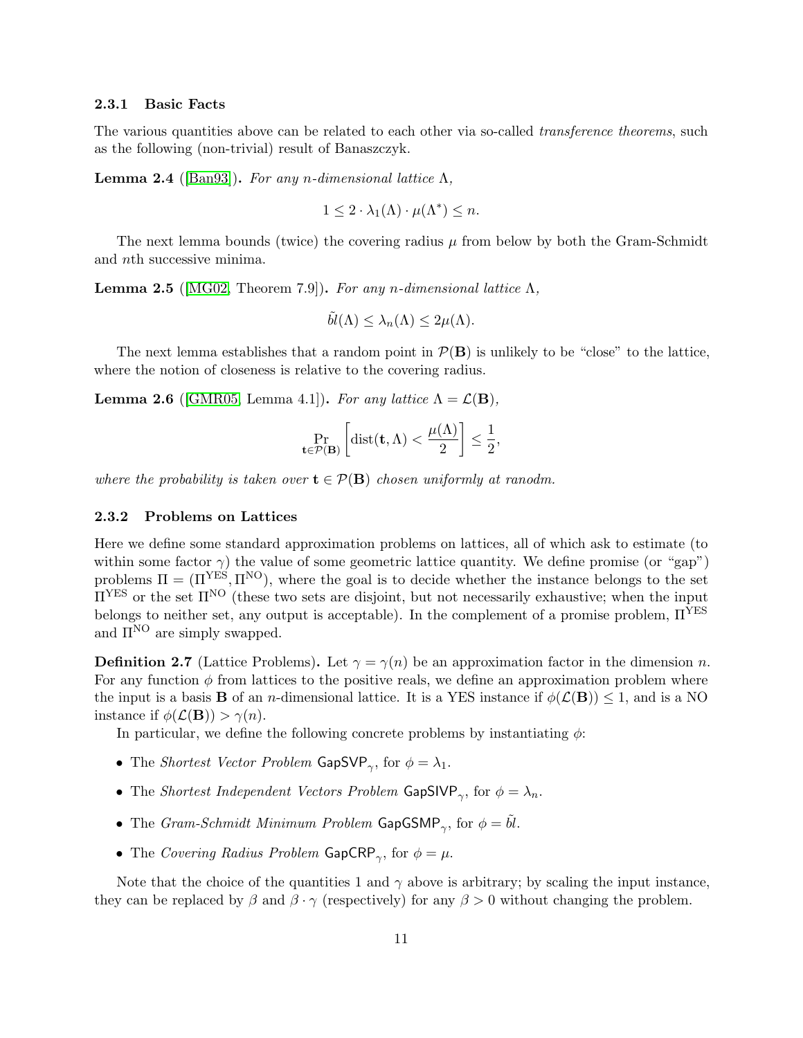### 2.3.1 Basic Facts

The various quantities above can be related to each other via so-called *transference theorems*, such as the following (non-trivial) result of Banaszczyk.

**Lemma 2.4** ([Ban93])**.** *For any $n$-dimensional lattice $\Lambda$,*

$$1 \leq 2 \cdot \lambda_1(\Lambda) \cdot \mu(\Lambda^*) \leq n.$$

The next lemma bounds (twice) the covering radius $\mu$ from below by both the Gram-Schmidt and $n$th successive minima.

**Lemma 2.5** ([MG02, Theorem 7.9])**.** *For any $n$-dimensional lattice $\Lambda$,*

$$\tilde{bl}(\Lambda) \leq \lambda_n(\Lambda) \leq 2\mu(\Lambda).$$

The next lemma establishes that a random point in $\mathcal{P}(\mathbf{B})$ is unlikely to be "close" to the lattice, where the notion of closeness is relative to the covering radius.

**Lemma 2.6** ([GMR05, Lemma 4.1])**.** *For any lattice $\Lambda = \mathcal{L}(\mathbf{B})$,*

$$\Pr_{\mathbf{t} \in \mathcal{P}(\mathbf{B})}\left[\operatorname{dist}(\mathbf{t}, \Lambda) < \frac{\mu(\Lambda)}{2}\right] \leq \frac{1}{2},$$

*where the probability is taken over $\mathbf{t} \in \mathcal{P}(\mathbf{B})$ chosen uniformly at ranodm.*

### 2.3.2 Problems on Lattices

Here we define some standard approximation problems on lattices, all of which ask to estimate (to within some factor $\gamma$) the value of some geometric lattice quantity. We define promise (or "gap") problems $\Pi = (\Pi^{\text{YES}}, \Pi^{\text{NO}})$, where the goal is to decide whether the instance belongs to the set $\Pi^{\text{YES}}$ or the set $\Pi^{\text{NO}}$ (these two sets are disjoint, but not necessarily exhaustive; when the input belongs to neither set, any output is acceptable). In the complement of a promise problem, $\Pi^{\text{YES}}$ and $\Pi^{\text{NO}}$ are simply swapped.

**Definition 2.7** (Lattice Problems)**.** Let $\gamma = \gamma(n)$ be an approximation factor in the dimension $n$. For any function $\phi$ from lattices to the positive reals, we define an approximation problem where the input is a basis $\mathbf{B}$ of an $n$-dimensional lattice. It is a YES instance if $\phi(\mathcal{L}(\mathbf{B})) \leq 1$, and is a NO instance if $\phi(\mathcal{L}(\mathbf{B})) > \gamma(n)$.

In particular, we define the following concrete problems by instantiating $\phi$:

- The *Shortest Vector Problem* $\mathsf{GapSVP}_\gamma$, for $\phi = \lambda_1$.
- The *Shortest Independent Vectors Problem* $\mathsf{GapSIVP}_\gamma$, for $\phi = \lambda_n$.
- The *Gram-Schmidt Minimum Problem* $\mathsf{GapGSMP}_\gamma$, for $\phi = \tilde{bl}$.
- The *Covering Radius Problem* $\mathsf{GapCRP}_\gamma$, for $\phi = \mu$.

Note that the choice of the quantities 1 and $\gamma$ above is arbitrary; by scaling the input instance, they can be replaced by $\beta$ and $\beta \cdot \gamma$ (respectively) for any $\beta > 0$ without changing the problem.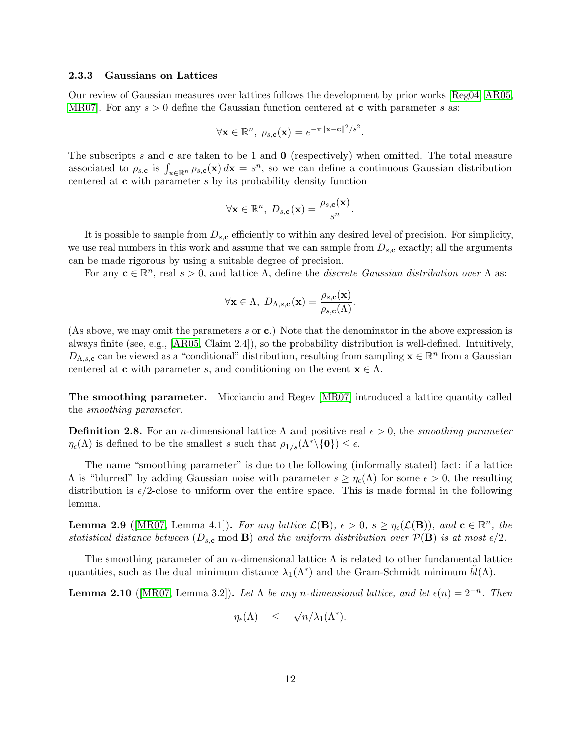### 2.3.3 Gaussians on Lattices

Our review of Gaussian measures over lattices follows the development by prior works [Reg04, AR05, MR07]. For any $s > 0$ define the Gaussian function centered at $\mathbf{c}$ with parameter $s$ as:

$$\forall \mathbf{x} \in \mathbb{R}^n, \ \rho_{s,\mathbf{c}}(\mathbf{x}) = e^{-\pi\|\mathbf{x}-\mathbf{c}\|^2/s^2}.$$

The subscripts $s$ and $\mathbf{c}$ are taken to be 1 and $\mathbf{0}$ (respectively) when omitted. The total measure associated to $\rho_{s,\mathbf{c}}$ is $\int_{\mathbf{x}\in\mathbb{R}^n} \rho_{s,\mathbf{c}}(\mathbf{x})\,d\mathbf{x} = s^n$, so we can define a continuous Gaussian distribution centered at $\mathbf{c}$ with parameter $s$ by its probability density function

$$\forall \mathbf{x} \in \mathbb{R}^n, \ D_{s,\mathbf{c}}(\mathbf{x}) = \frac{\rho_{s,\mathbf{c}}(\mathbf{x})}{s^n}.$$

It is possible to sample from $D_{s,\mathbf{c}}$ efficiently to within any desired level of precision. For simplicity, we use real numbers in this work and assume that we can sample from $D_{s,\mathbf{c}}$ exactly; all the arguments can be made rigorous by using a suitable degree of precision.

For any $\mathbf{c} \in \mathbb{R}^n$, real $s > 0$, and lattice $\Lambda$, define the *discrete Gaussian distribution over* $\Lambda$ as:

$$\forall \mathbf{x} \in \Lambda, \ D_{\Lambda,s,\mathbf{c}}(\mathbf{x}) = \frac{\rho_{s,\mathbf{c}}(\mathbf{x})}{\rho_{s,\mathbf{c}}(\Lambda)}.$$

(As above, we may omit the parameters $s$ or $\mathbf{c}$.) Note that the denominator in the above expression is always finite (see, e.g., [AR05, Claim 2.4]), so the probability distribution is well-defined. Intuitively, $D_{\Lambda,s,\mathbf{c}}$ can be viewed as a "conditional" distribution, resulting from sampling $\mathbf{x} \in \mathbb{R}^n$ from a Gaussian centered at $\mathbf{c}$ with parameter $s$, and conditioning on the event $\mathbf{x} \in \Lambda$.

**The smoothing parameter.** Micciancio and Regev [MR07] introduced a lattice quantity called the *smoothing parameter*.

**Definition 2.8.** For an $n$-dimensional lattice $\Lambda$ and positive real $\epsilon > 0$, the *smoothing parameter* $\eta_\epsilon(\Lambda)$ is defined to be the smallest $s$ such that $\rho_{1/s}(\Lambda^* \backslash \{\mathbf{0}\}) \leq \epsilon$.

The name "smoothing parameter" is due to the following (informally stated) fact: if a lattice $\Lambda$ is "blurred" by adding Gaussian noise with parameter $s \geq \eta_\epsilon(\Lambda)$ for some $\epsilon > 0$, the resulting distribution is $\epsilon/2$-close to uniform over the entire space. This is made formal in the following lemma.

**Lemma 2.9** ([MR07, Lemma 4.1])**.** *For any lattice $\mathcal{L}(\mathbf{B})$, $\epsilon > 0$, $s \geq \eta_\epsilon(\mathcal{L}(\mathbf{B}))$, and $\mathbf{c} \in \mathbb{R}^n$, the statistical distance between $(D_{s,\mathbf{c}} \bmod \mathbf{B})$ and the uniform distribution over $\mathcal{P}(\mathbf{B})$ is at most $\epsilon/2$.*

The smoothing parameter of an $n$-dimensional lattice $\Lambda$ is related to other fundamental lattice quantities, such as the dual minimum distance $\lambda_1(\Lambda^*)$ and the Gram-Schmidt minimum $\tilde{bl}(\Lambda)$.

**Lemma 2.10** ([MR07, Lemma 3.2])**.** *Let $\Lambda$ be any $n$-dimensional lattice, and let $\epsilon(n) = 2^{-n}$. Then*

$$\eta_\epsilon(\Lambda) \quad \leq \quad \sqrt{n}/\lambda_1(\Lambda^*).$$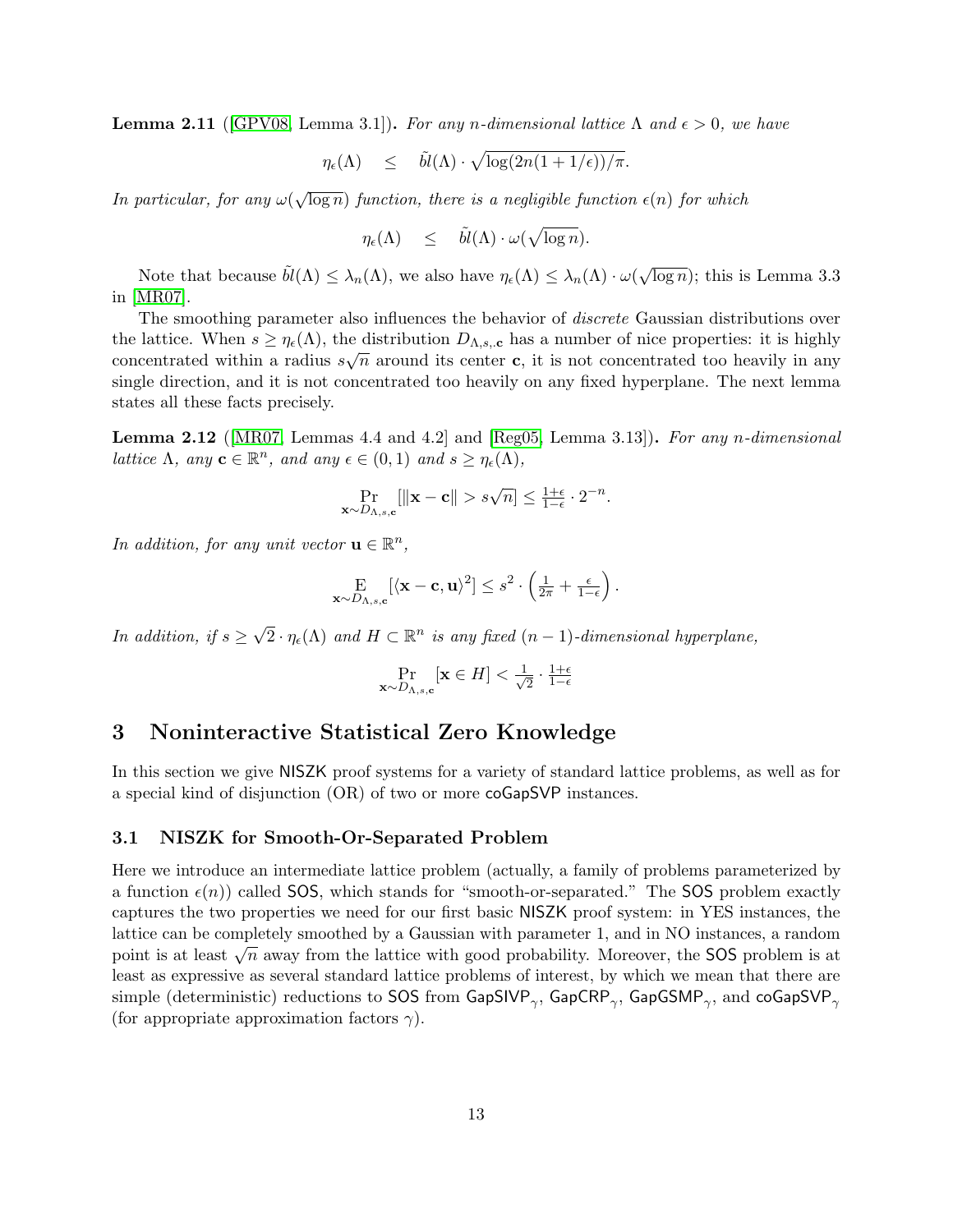**Lemma 2.11** ([GPV08, Lemma 3.1]). *For any n-dimensional lattice* $\Lambda$ *and* $\epsilon > 0$*, we have*

$$\eta_\epsilon(\Lambda) \quad \leq \quad \tilde{bl}(\Lambda) \cdot \sqrt{\log(2n(1 + 1/\epsilon))/\pi}.$$

*In particular, for any* $\omega(\sqrt{\log n})$ *function, there is a negligible function* $\epsilon(n)$ *for which*

$$\eta_\epsilon(\Lambda) \quad \leq \quad \tilde{bl}(\Lambda) \cdot \omega(\sqrt{\log n}).$$

Note that because $\tilde{bl}(\Lambda) \leq \lambda_n(\Lambda)$, we also have $\eta_\epsilon(\Lambda) \leq \lambda_n(\Lambda) \cdot \omega(\sqrt{\log n})$; this is Lemma 3.3 in [MR07].

The smoothing parameter also influences the behavior of *discrete* Gaussian distributions over the lattice. When $s \geq \eta_\epsilon(\Lambda)$, the distribution $D_{\Lambda,s,\mathbf{c}}$ has a number of nice properties: it is highly concentrated within a radius $s\sqrt{n}$ around its center $\mathbf{c}$, it is not concentrated too heavily in any single direction, and it is not concentrated too heavily on any fixed hyperplane. The next lemma states all these facts precisely.

**Lemma 2.12** ([MR07, Lemmas 4.4 and 4.2] and [Reg05, Lemma 3.13]). *For any n-dimensional lattice* $\Lambda$*, any* $\mathbf{c} \in \mathbb{R}^n$*, and any* $\epsilon \in (0, 1)$ *and* $s \geq \eta_\epsilon(\Lambda)$*,*

$$\Pr_{\mathbf{x} \sim D_{\Lambda,s,\mathbf{c}}}[\|\mathbf{x} - \mathbf{c}\| > s\sqrt{n}] \leq \tfrac{1+\epsilon}{1-\epsilon} \cdot 2^{-n}.$$

*In addition, for any unit vector* $\mathbf{u} \in \mathbb{R}^n$*,*

$$\mathop{\mathrm{E}}_{\mathbf{x} \sim D_{\Lambda,s,\mathbf{c}}}[\langle \mathbf{x} - \mathbf{c}, \mathbf{u} \rangle^2] \leq s^2 \cdot \left( \tfrac{1}{2\pi} + \tfrac{\epsilon}{1-\epsilon} \right).$$

*In addition, if* $s \geq \sqrt{2} \cdot \eta_\epsilon(\Lambda)$ *and* $H \subset \mathbb{R}^n$ *is any fixed* $(n-1)$*-dimensional hyperplane,*

$$\Pr_{\mathbf{x} \sim D_{\Lambda,s,\mathbf{c}}}[\mathbf{x} \in H] < \tfrac{1}{\sqrt{2}} \cdot \tfrac{1+\epsilon}{1-\epsilon}$$

# 3 Noninteractive Statistical Zero Knowledge

In this section we give NISZK proof systems for a variety of standard lattice problems, as well as for a special kind of disjunction (OR) of two or more coGapSVP instances.

## 3.1 NISZK for Smooth-Or-Separated Problem

Here we introduce an intermediate lattice problem (actually, a family of problems parameterized by a function $\epsilon(n)$) called SOS, which stands for "smooth-or-separated." The SOS problem exactly captures the two properties we need for our first basic NISZK proof system: in YES instances, the lattice can be completely smoothed by a Gaussian with parameter 1, and in NO instances, a random point is at least $\sqrt{n}$ away from the lattice with good probability. Moreover, the SOS problem is at least as expressive as several standard lattice problems of interest, by which we mean that there are simple (deterministic) reductions to SOS from $\mathsf{GapSIVP}_\gamma$, $\mathsf{GapCRP}_\gamma$, $\mathsf{GapGSMP}_\gamma$, and $\mathsf{coGapSVP}_\gamma$ (for appropriate approximation factors $\gamma$).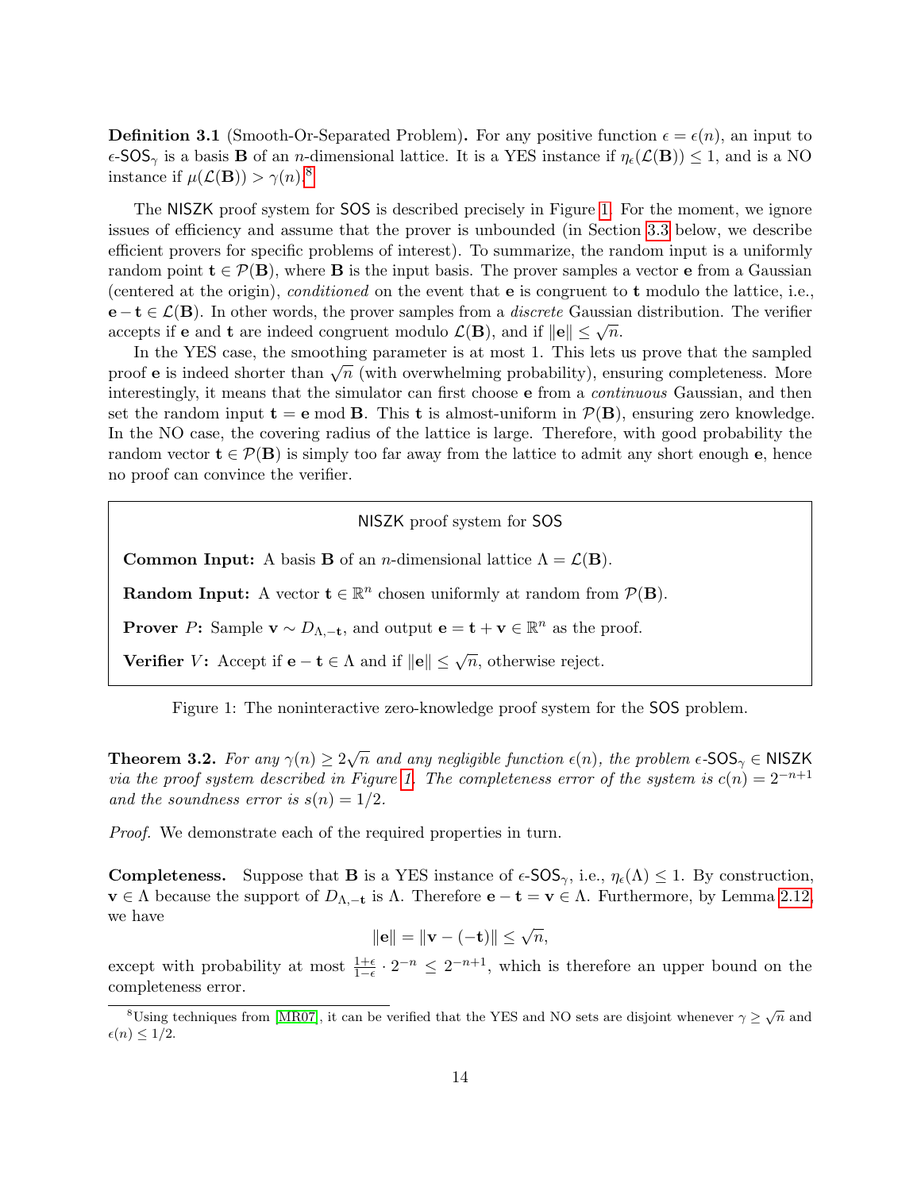**Definition 3.1** (Smooth-Or-Separated Problem)**.** For any positive function $\epsilon = \epsilon(n)$, an input to $\epsilon$-$\mathsf{SOS}_\gamma$ is a basis $\mathbf{B}$ of an $n$-dimensional lattice. It is a YES instance if $\eta_\epsilon(\mathcal{L}(\mathbf{B})) \leq 1$, and is a NO instance if $\mu(\mathcal{L}(\mathbf{B})) > \gamma(n)$.[8]

The $\mathsf{NISZK}$ proof system for $\mathsf{SOS}$ is described precisely in Figure 1. For the moment, we ignore issues of efficiency and assume that the prover is unbounded (in Section 3.3 below, we describe efficient provers for specific problems of interest). To summarize, the random input is a uniformly random point $\mathbf{t} \in \mathcal{P}(\mathbf{B})$, where $\mathbf{B}$ is the input basis. The prover samples a vector $\mathbf{e}$ from a Gaussian (centered at the origin), *conditioned* on the event that $\mathbf{e}$ is congruent to $\mathbf{t}$ modulo the lattice, i.e., $\mathbf{e} - \mathbf{t} \in \mathcal{L}(\mathbf{B})$. In other words, the prover samples from a *discrete* Gaussian distribution. The verifier accepts if $\mathbf{e}$ and $\mathbf{t}$ are indeed congruent modulo $\mathcal{L}(\mathbf{B})$, and if $\|\mathbf{e}\| \leq \sqrt{n}$.

In the YES case, the smoothing parameter is at most 1. This lets us prove that the sampled proof $\mathbf{e}$ is indeed shorter than $\sqrt{n}$ (with overwhelming probability), ensuring completeness. More interestingly, it means that the simulator can first choose $\mathbf{e}$ from a *continuous* Gaussian, and then set the random input $\mathbf{t} = \mathbf{e} \bmod \mathbf{B}$. This $\mathbf{t}$ is almost-uniform in $\mathcal{P}(\mathbf{B})$, ensuring zero knowledge. In the NO case, the covering radius of the lattice is large. Therefore, with good probability the random vector $\mathbf{t} \in \mathcal{P}(\mathbf{B})$ is simply too far away from the lattice to admit any short enough $\mathbf{e}$, hence no proof can convince the verifier.

---

$\mathsf{NISZK}$ proof system for $\mathsf{SOS}$

**Common Input:** A basis $\mathbf{B}$ of an $n$-dimensional lattice $\Lambda = \mathcal{L}(\mathbf{B})$.

**Random Input:** A vector $\mathbf{t} \in \mathbb{R}^n$ chosen uniformly at random from $\mathcal{P}(\mathbf{B})$.

**Prover $P$:** Sample $\mathbf{v} \sim D_{\Lambda,-\mathbf{t}}$, and output $\mathbf{e} = \mathbf{t} + \mathbf{v} \in \mathbb{R}^n$ as the proof.

**Verifier $V$:** Accept if $\mathbf{e} - \mathbf{t} \in \Lambda$ and if $\|\mathbf{e}\| \leq \sqrt{n}$, otherwise reject.

---

Figure 1: The noninteractive zero-knowledge proof system for the $\mathsf{SOS}$ problem.

**Theorem 3.2.** *For any $\gamma(n) \geq 2\sqrt{n}$ and any negligible function $\epsilon(n)$, the problem $\epsilon$-$\mathsf{SOS}_\gamma \in \mathsf{NISZK}$ via the proof system described in Figure 1. The completeness error of the system is $c(n) = 2^{-n+1}$ and the soundness error is $s(n) = 1/2$.*

*Proof.* We demonstrate each of the required properties in turn.

**Completeness.** Suppose that $\mathbf{B}$ is a YES instance of $\epsilon$-$\mathsf{SOS}_\gamma$, i.e., $\eta_\epsilon(\Lambda) \leq 1$. By construction, $\mathbf{v} \in \Lambda$ because the support of $D_{\Lambda,-\mathbf{t}}$ is $\Lambda$. Therefore $\mathbf{e} - \mathbf{t} = \mathbf{v} \in \Lambda$. Furthermore, by Lemma 2.12, we have

$$\|\mathbf{e}\| = \|\mathbf{v} - (-\mathbf{t})\| \leq \sqrt{n},$$

except with probability at most $\frac{1+\epsilon}{1-\epsilon} \cdot 2^{-n} \leq 2^{-n+1}$, which is therefore an upper bound on the completeness error.

[8] Using techniques from [MR07], it can be verified that the YES and NO sets are disjoint whenever $\gamma \geq \sqrt{n}$ and $\epsilon(n) \leq 1/2$.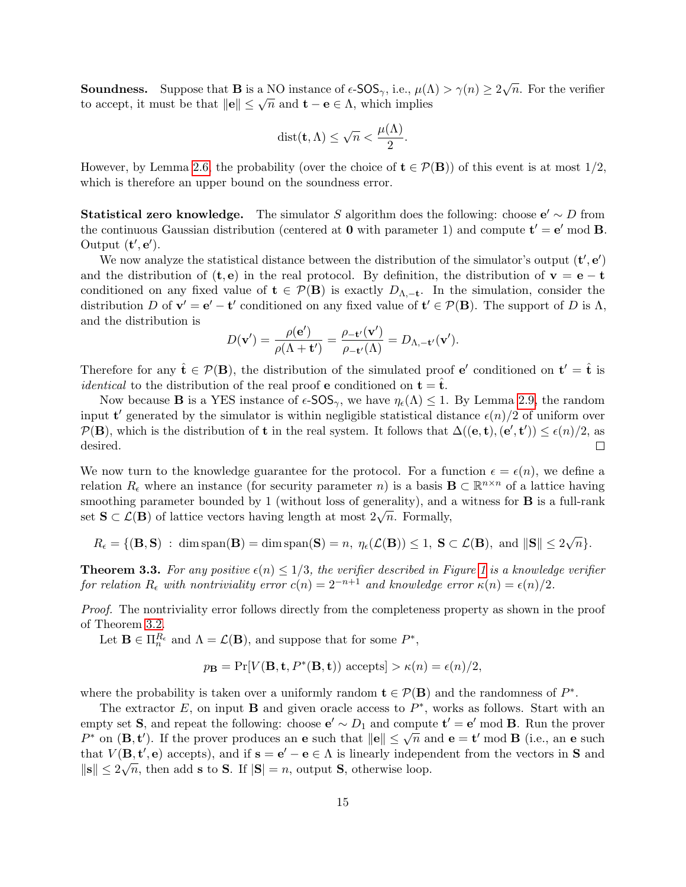**Soundness.** Suppose that $\mathbf{B}$ is a NO instance of $\epsilon$-$\mathsf{SOS}_\gamma$, i.e., $\mu(\Lambda) > \gamma(n) \geq 2\sqrt{n}$. For the verifier to accept, it must be that $\|\mathbf{e}\| \leq \sqrt{n}$ and $\mathbf{t} - \mathbf{e} \in \Lambda$, which implies

$$\mathrm{dist}(\mathbf{t}, \Lambda) \leq \sqrt{n} < \frac{\mu(\Lambda)}{2}.$$

However, by Lemma 2.6, the probability (over the choice of $\mathbf{t} \in \mathcal{P}(\mathbf{B})$) of this event is at most $1/2$, which is therefore an upper bound on the soundness error.

**Statistical zero knowledge.** The simulator $S$ algorithm does the following: choose $\mathbf{e}' \sim D$ from the continuous Gaussian distribution (centered at $\mathbf{0}$ with parameter 1) and compute $\mathbf{t}' = \mathbf{e}' \bmod \mathbf{B}$. Output $(\mathbf{t}', \mathbf{e}')$.

We now analyze the statistical distance between the distribution of the simulator's output $(\mathbf{t}', \mathbf{e}')$ and the distribution of $(\mathbf{t}, \mathbf{e})$ in the real protocol. By definition, the distribution of $\mathbf{v} = \mathbf{e} - \mathbf{t}$ conditioned on any fixed value of $\mathbf{t} \in \mathcal{P}(\mathbf{B})$ is exactly $D_{\Lambda, -\mathbf{t}}$. In the simulation, consider the distribution $D$ of $\mathbf{v}' = \mathbf{e}' - \mathbf{t}'$ conditioned on any fixed value of $\mathbf{t}' \in \mathcal{P}(\mathbf{B})$. The support of $D$ is $\Lambda$, and the distribution is

$$D(\mathbf{v}') = \frac{\rho(\mathbf{e}')}{\rho(\Lambda + \mathbf{t}')} = \frac{\rho_{-\mathbf{t}'}(\mathbf{v}')}{\rho_{-\mathbf{t}'}(\Lambda)} = D_{\Lambda, -\mathbf{t}'}(\mathbf{v}').$$

Therefore for any $\hat{\mathbf{t}} \in \mathcal{P}(\mathbf{B})$, the distribution of the simulated proof $\mathbf{e}'$ conditioned on $\mathbf{t}' = \hat{\mathbf{t}}$ is *identical* to the distribution of the real proof $\mathbf{e}$ conditioned on $\mathbf{t} = \hat{\mathbf{t}}$.

Now because $\mathbf{B}$ is a YES instance of $\epsilon$-$\mathsf{SOS}_\gamma$, we have $\eta_\epsilon(\Lambda) \leq 1$. By Lemma 2.9, the random input $\mathbf{t}'$ generated by the simulator is within negligible statistical distance $\epsilon(n)/2$ of uniform over $\mathcal{P}(\mathbf{B})$, which is the distribution of $\mathbf{t}$ in the real system. It follows that $\Delta((\mathbf{e}, \mathbf{t}), (\mathbf{e}', \mathbf{t}')) \leq \epsilon(n)/2$, as desired. □

We now turn to the knowledge guarantee for the protocol. For a function $\epsilon = \epsilon(n)$, we define a relation $R_\epsilon$ where an instance (for security parameter $n$) is a basis $\mathbf{B} \subset \mathbb{R}^{n \times n}$ of a lattice having smoothing parameter bounded by 1 (without loss of generality), and a witness for $\mathbf{B}$ is a full-rank set $\mathbf{S} \subset \mathcal{L}(\mathbf{B})$ of lattice vectors having length at most $2\sqrt{n}$. Formally,

$$R_\epsilon = \{(\mathbf{B}, \mathbf{S}) \ : \ \dim \mathrm{span}(\mathbf{B}) = \dim \mathrm{span}(\mathbf{S}) = n, \ \eta_\epsilon(\mathcal{L}(\mathbf{B})) \leq 1, \ \mathbf{S} \subset \mathcal{L}(\mathbf{B}), \text{ and } \|\mathbf{S}\| \leq 2\sqrt{n}\}.$$

**Theorem 3.3.** *For any positive $\epsilon(n) \leq 1/3$, the verifier described in Figure 1 is a knowledge verifier for relation $R_\epsilon$ with nontriviality error $c(n) = 2^{-n+1}$ and knowledge error $\kappa(n) = \epsilon(n)/2$.*

*Proof.* The nontriviality error follows directly from the completeness property as shown in the proof of Theorem 3.2.

Let $\mathbf{B} \in \Pi_n^{R_\epsilon}$ and $\Lambda = \mathcal{L}(\mathbf{B})$, and suppose that for some $P^*$,

$$p_{\mathbf{B}} = \Pr[V(\mathbf{B}, \mathbf{t}, P^*(\mathbf{B}, \mathbf{t})) \text{ accepts}] > \kappa(n) = \epsilon(n)/2,$$

where the probability is taken over a uniformly random $\mathbf{t} \in \mathcal{P}(\mathbf{B})$ and the randomness of $P^*$.

The extractor $E$, on input $\mathbf{B}$ and given oracle access to $P^*$, works as follows. Start with an empty set $\mathbf{S}$, and repeat the following: choose $\mathbf{e}' \sim D_1$ and compute $\mathbf{t}' = \mathbf{e}' \bmod \mathbf{B}$. Run the prover $P^*$ on $(\mathbf{B}, \mathbf{t}')$. If the prover produces an $\mathbf{e}$ such that $\|\mathbf{e}\| \leq \sqrt{n}$ and $\mathbf{e} = \mathbf{t}' \bmod \mathbf{B}$ (i.e., an $\mathbf{e}$ such that $V(\mathbf{B}, \mathbf{t}', \mathbf{e})$ accepts), and if $\mathbf{s} = \mathbf{e}' - \mathbf{e} \in \Lambda$ is linearly independent from the vectors in $\mathbf{S}$ and $\|\mathbf{s}\| \leq 2\sqrt{n}$, then add $\mathbf{s}$ to $\mathbf{S}$. If $|\mathbf{S}| = n$, output $\mathbf{S}$, otherwise loop.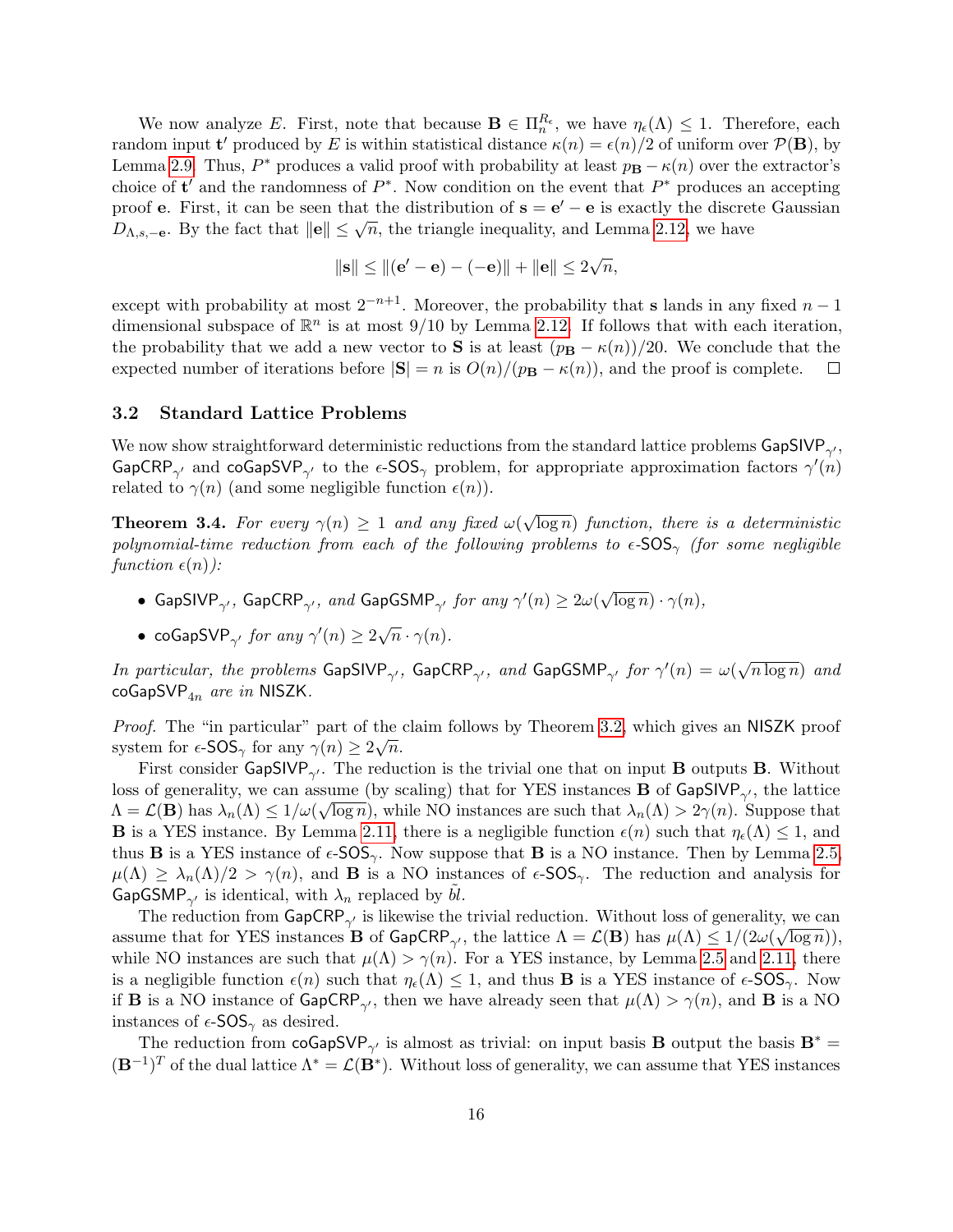We now analyze $E$. First, note that because $\mathbf{B} \in \Pi_n^{R_\epsilon}$, we have $\eta_\epsilon(\Lambda) \leq 1$. Therefore, each random input $\mathbf{t}'$ produced by $E$ is within statistical distance $\kappa(n) = \epsilon(n)/2$ of uniform over $\mathcal{P}(\mathbf{B})$, by Lemma 2.9. Thus, $P^*$ produces a valid proof with probability at least $p_\mathbf{B} - \kappa(n)$ over the extractor's choice of $\mathbf{t}'$ and the randomness of $P^*$. Now condition on the event that $P^*$ produces an accepting proof $\mathbf{e}$. First, it can be seen that the distribution of $\mathbf{s} = \mathbf{e}' - \mathbf{e}$ is exactly the discrete Gaussian $D_{\Lambda,s,-\mathbf{e}}$. By the fact that $\|\mathbf{e}\| \leq \sqrt{n}$, the triangle inequality, and Lemma 2.12, we have

$$\|\mathbf{s}\| \leq \|(\mathbf{e}' - \mathbf{e}) - (-\mathbf{e})\| + \|\mathbf{e}\| \leq 2\sqrt{n},$$

except with probability at most $2^{-n+1}$. Moreover, the probability that $\mathbf{s}$ lands in any fixed $n-1$ dimensional subspace of $\mathbb{R}^n$ is at most $9/10$ by Lemma 2.12. If follows that with each iteration, the probability that we add a new vector to $\mathbf{S}$ is at least $(p_\mathbf{B} - \kappa(n))/20$. We conclude that the expected number of iterations before $|\mathbf{S}| = n$ is $O(n)/(p_\mathbf{B} - \kappa(n))$, and the proof is complete. $\square$

### 3.2 Standard Lattice Problems

We now show straightforward deterministic reductions from the standard lattice problems $\mathsf{GapSIVP}_{\gamma'}$, $\mathsf{GapCRP}_{\gamma'}$ and $\mathsf{coGapSVP}_{\gamma'}$ to the $\epsilon$-$\mathsf{SOS}_\gamma$ problem, for appropriate approximation factors $\gamma'(n)$ related to $\gamma(n)$ (and some negligible function $\epsilon(n)$).

**Theorem 3.4.** *For every $\gamma(n) \geq 1$ and any fixed $\omega(\sqrt{\log n})$ function, there is a deterministic polynomial-time reduction from each of the following problems to $\epsilon$-$\mathsf{SOS}_\gamma$ (for some negligible function $\epsilon(n)$):*

- *$\mathsf{GapSIVP}_{\gamma'}$, $\mathsf{GapCRP}_{\gamma'}$, and $\mathsf{GapGSMP}_{\gamma'}$ for any $\gamma'(n) \geq 2\omega(\sqrt{\log n}) \cdot \gamma(n)$,*
- *$\mathsf{coGapSVP}_{\gamma'}$ for any $\gamma'(n) \geq 2\sqrt{n} \cdot \gamma(n)$.*

*In particular, the problems $\mathsf{GapSIVP}_{\gamma'}$, $\mathsf{GapCRP}_{\gamma'}$, and $\mathsf{GapGSMP}_{\gamma'}$ for $\gamma'(n) = \omega(\sqrt{n \log n})$ and $\mathsf{coGapSVP}_{4n}$ are in $\mathsf{NISZK}$.*

*Proof.* The "in particular" part of the claim follows by Theorem 3.2, which gives an $\mathsf{NISZK}$ proof system for $\epsilon$-$\mathsf{SOS}_\gamma$ for any $\gamma(n) \geq 2\sqrt{n}$.

First consider $\mathsf{GapSIVP}_{\gamma'}$. The reduction is the trivial one that on input $\mathbf{B}$ outputs $\mathbf{B}$. Without loss of generality, we can assume (by scaling) that for YES instances $\mathbf{B}$ of $\mathsf{GapSIVP}_{\gamma'}$, the lattice $\Lambda = \mathcal{L}(\mathbf{B})$ has $\lambda_n(\Lambda) \leq 1/\omega(\sqrt{\log n})$, while NO instances are such that $\lambda_n(\Lambda) > 2\gamma(n)$. Suppose that $\mathbf{B}$ is a YES instance. By Lemma 2.11, there is a negligible function $\epsilon(n)$ such that $\eta_\epsilon(\Lambda) \leq 1$, and thus $\mathbf{B}$ is a YES instance of $\epsilon$-$\mathsf{SOS}_\gamma$. Now suppose that $\mathbf{B}$ is a NO instance. Then by Lemma 2.5, $\mu(\Lambda) \geq \lambda_n(\Lambda)/2 > \gamma(n)$, and $\mathbf{B}$ is a NO instances of $\epsilon$-$\mathsf{SOS}_\gamma$. The reduction and analysis for $\mathsf{GapGSMP}_{\gamma'}$ is identical, with $\lambda_n$ replaced by $\tilde{bl}$.

The reduction from $\mathsf{GapCRP}_{\gamma'}$ is likewise the trivial reduction. Without loss of generality, we can assume that for YES instances $\mathbf{B}$ of $\mathsf{GapCRP}_{\gamma'}$, the lattice $\Lambda = \mathcal{L}(\mathbf{B})$ has $\mu(\Lambda) \leq 1/(2\omega(\sqrt{\log n}))$, while NO instances are such that $\mu(\Lambda) > \gamma(n)$. For a YES instance, by Lemma 2.5 and 2.11, there is a negligible function $\epsilon(n)$ such that $\eta_\epsilon(\Lambda) \leq 1$, and thus $\mathbf{B}$ is a YES instance of $\epsilon$-$\mathsf{SOS}_\gamma$. Now if $\mathbf{B}$ is a NO instance of $\mathsf{GapCRP}_{\gamma'}$, then we have already seen that $\mu(\Lambda) > \gamma(n)$, and $\mathbf{B}$ is a NO instances of $\epsilon$-$\mathsf{SOS}_\gamma$ as desired.

The reduction from $\mathsf{coGapSVP}_{\gamma'}$ is almost as trivial: on input basis $\mathbf{B}$ output the basis $\mathbf{B}^* = (\mathbf{B}^{-1})^T$ of the dual lattice $\Lambda^* = \mathcal{L}(\mathbf{B}^*)$. Without loss of generality, we can assume that YES instances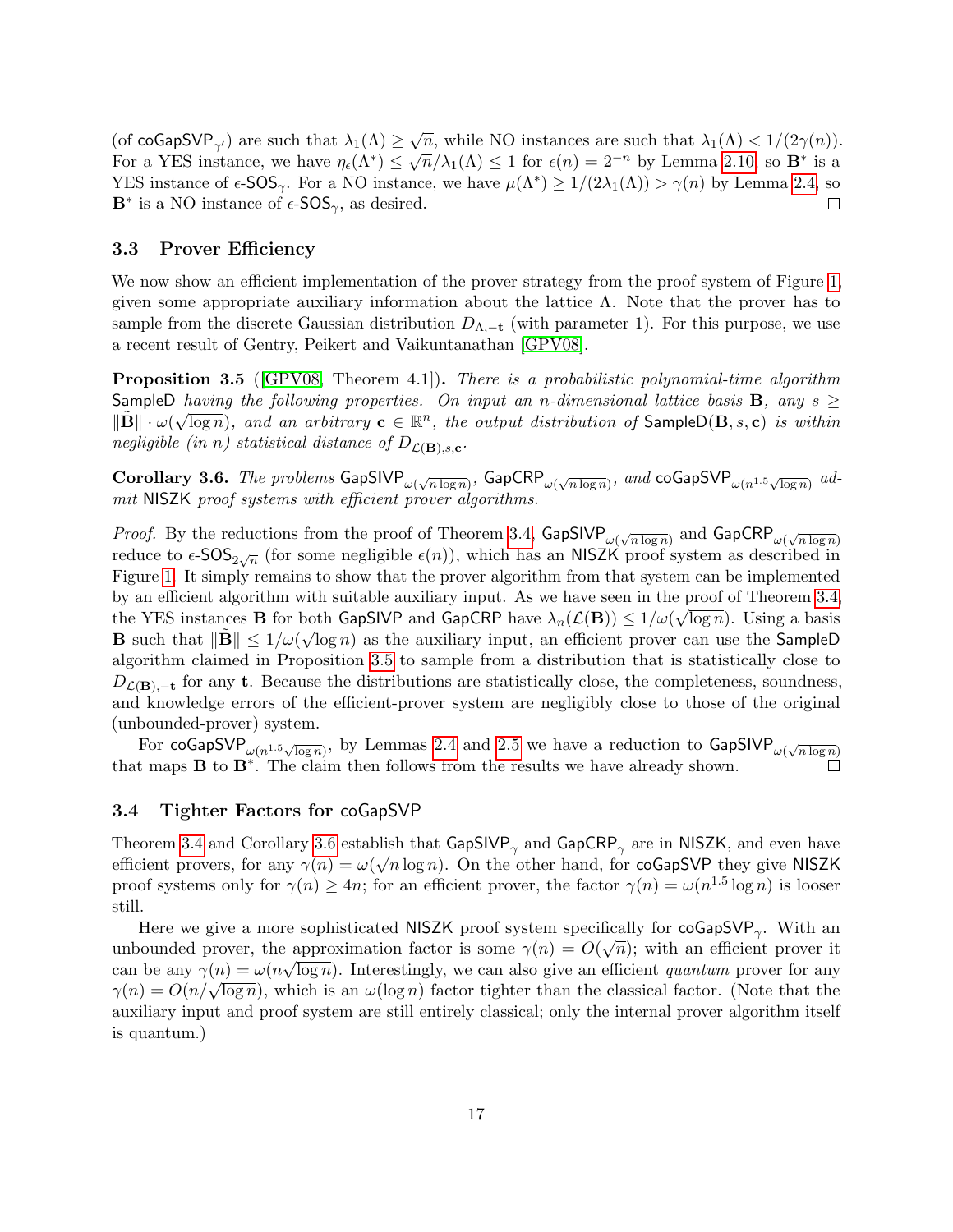(of $\mathsf{coGapSVP}_{\gamma'}$) are such that $\lambda_1(\Lambda) \geq \sqrt{n}$, while NO instances are such that $\lambda_1(\Lambda) < 1/(2\gamma(n))$. For a YES instance, we have $\eta_\epsilon(\Lambda^*) \leq \sqrt{n}/\lambda_1(\Lambda) \leq 1$ for $\epsilon(n) = 2^{-n}$ by Lemma 2.10, so $\mathbf{B}^*$ is a YES instance of $\epsilon$-$\mathsf{SOS}_\gamma$. For a NO instance, we have $\mu(\Lambda^*) \geq 1/(2\lambda_1(\Lambda)) > \gamma(n)$ by Lemma 2.4, so $\mathbf{B}^*$ is a NO instance of $\epsilon$-$\mathsf{SOS}_\gamma$, as desired. □

### 3.3 Prover Efficiency

We now show an efficient implementation of the prover strategy from the proof system of Figure 1, given some appropriate auxiliary information about the lattice $\Lambda$. Note that the prover has to sample from the discrete Gaussian distribution $D_{\Lambda,-\mathbf{t}}$ (with parameter 1). For this purpose, we use a recent result of Gentry, Peikert and Vaikuntanathan [GPV08].

**Proposition 3.5** ([GPV08, Theorem 4.1]). *There is a probabilistic polynomial-time algorithm* $\mathsf{SampleD}$ *having the following properties. On input an $n$-dimensional lattice basis $\mathbf{B}$, any $s \geq \|\tilde{\mathbf{B}}\| \cdot \omega(\sqrt{\log n})$, and an arbitrary $\mathbf{c} \in \mathbb{R}^n$, the output distribution of $\mathsf{SampleD}(\mathbf{B}, s, \mathbf{c})$ is within negligible (in $n$) statistical distance of $D_{\mathcal{L}(\mathbf{B}),s,\mathbf{c}}$.*

**Corollary 3.6.** *The problems $\mathsf{GapSIVP}_{\omega(\sqrt{n \log n})}$, $\mathsf{GapCRP}_{\omega(\sqrt{n \log n})}$, and $\mathsf{coGapSVP}_{\omega(n^{1.5}\sqrt{\log n})}$ admit $\mathsf{NISZK}$ proof systems with efficient prover algorithms.*

*Proof.* By the reductions from the proof of Theorem 3.4, $\mathsf{GapSIVP}_{\omega(\sqrt{n \log n})}$ and $\mathsf{GapCRP}_{\omega(\sqrt{n \log n})}$ reduce to $\epsilon$-$\mathsf{SOS}_{2\sqrt{n}}$ (for some negligible $\epsilon(n)$), which has an $\mathsf{NISZK}$ proof system as described in Figure 1. It simply remains to show that the prover algorithm from that system can be implemented by an efficient algorithm with suitable auxiliary input. As we have seen in the proof of Theorem 3.4, the YES instances $\mathbf{B}$ for both $\mathsf{GapSIVP}$ and $\mathsf{GapCRP}$ have $\lambda_n(\mathcal{L}(\mathbf{B})) \leq 1/\omega(\sqrt{\log n})$. Using a basis $\mathbf{B}$ such that $\|\tilde{\mathbf{B}}\| \leq 1/\omega(\sqrt{\log n})$ as the auxiliary input, an efficient prover can use the $\mathsf{SampleD}$ algorithm claimed in Proposition 3.5 to sample from a distribution that is statistically close to $D_{\mathcal{L}(\mathbf{B}),-\mathbf{t}}$ for any $\mathbf{t}$. Because the distributions are statistically close, the completeness, soundness, and knowledge errors of the efficient-prover system are negligibly close to those of the original (unbounded-prover) system.

For $\mathsf{coGapSVP}_{\omega(n^{1.5}\sqrt{\log n})}$, by Lemmas 2.4 and 2.5 we have a reduction to $\mathsf{GapSIVP}_{\omega(\sqrt{n \log n})}$ that maps $\mathbf{B}$ to $\mathbf{B}^*$. The claim then follows from the results we have already shown. □

### 3.4 Tighter Factors for $\mathsf{coGapSVP}$

Theorem 3.4 and Corollary 3.6 establish that $\mathsf{GapSIVP}_\gamma$ and $\mathsf{GapCRP}_\gamma$ are in $\mathsf{NISZK}$, and even have efficient provers, for any $\gamma(n) = \omega(\sqrt{n \log n})$. On the other hand, for $\mathsf{coGapSVP}$ they give $\mathsf{NISZK}$ proof systems only for $\gamma(n) \geq 4n$; for an efficient prover, the factor $\gamma(n) = \omega(n^{1.5} \log n)$ is looser still.

Here we give a more sophisticated $\mathsf{NISZK}$ proof system specifically for $\mathsf{coGapSVP}_\gamma$. With an unbounded prover, the approximation factor is some $\gamma(n) = O(\sqrt{n})$; with an efficient prover it can be any $\gamma(n) = \omega(n\sqrt{\log n})$. Interestingly, we can also give an efficient *quantum* prover for any $\gamma(n) = O(n/\sqrt{\log n})$, which is an $\omega(\log n)$ factor tighter than the classical factor. (Note that the auxiliary input and proof system are still entirely classical; only the internal prover algorithm itself is quantum.)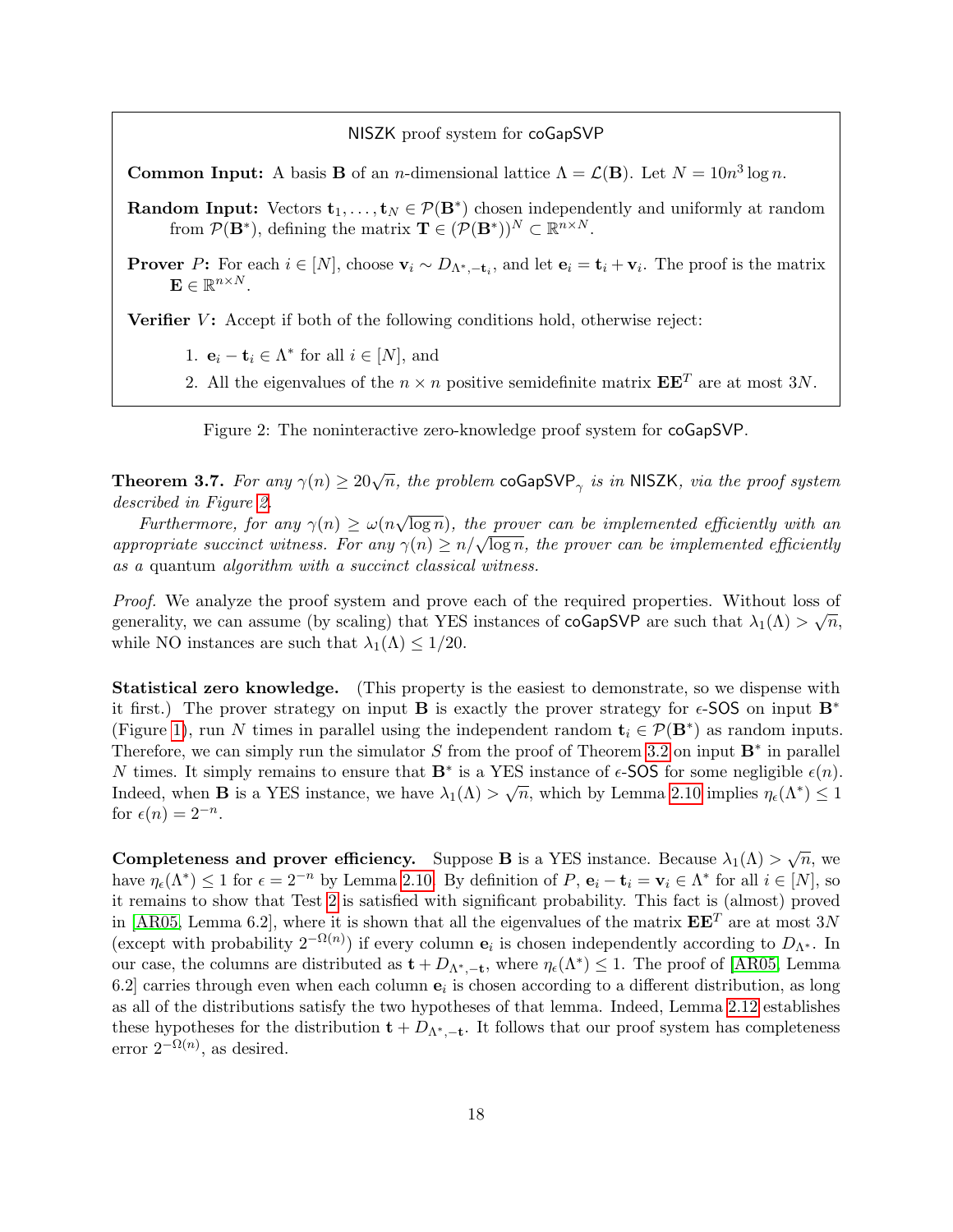NISZK proof system for coGapSVP

**Common Input:** A basis $\mathbf{B}$ of an $n$-dimensional lattice $\Lambda = \mathcal{L}(\mathbf{B})$. Let $N = 10n^3 \log n$.

**Random Input:** Vectors $\mathbf{t}_1, \dots, \mathbf{t}_N \in \mathcal{P}(\mathbf{B}^*)$ chosen independently and uniformly at random from $\mathcal{P}(\mathbf{B}^*)$, defining the matrix $\mathbf{T} \in (\mathcal{P}(\mathbf{B}^*))^N \subset \mathbb{R}^{n \times N}$.

**Prover $P$:** For each $i \in [N]$, choose $\mathbf{v}_i \sim D_{\Lambda^*, -\mathbf{t}_i}$, and let $\mathbf{e}_i = \mathbf{t}_i + \mathbf{v}_i$. The proof is the matrix $\mathbf{E} \in \mathbb{R}^{n \times N}$.

**Verifier $V$:** Accept if both of the following conditions hold, otherwise reject:

1. $\mathbf{e}_i - \mathbf{t}_i \in \Lambda^*$ for all $i \in [N]$, and
2. All the eigenvalues of the $n \times n$ positive semidefinite matrix $\mathbf{E}\mathbf{E}^T$ are at most $3N$.

Figure 2: The noninteractive zero-knowledge proof system for coGapSVP.

**Theorem 3.7.** *For any $\gamma(n) \geq 20\sqrt{n}$, the problem $\mathsf{coGapSVP}_\gamma$ is in NISZK, via the proof system described in Figure 2.*

*Furthermore, for any $\gamma(n) \geq \omega(n\sqrt{\log n})$, the prover can be implemented efficiently with an appropriate succinct witness. For any $\gamma(n) \geq n/\sqrt{\log n}$, the prover can be implemented efficiently as a* quantum *algorithm with a succinct classical witness.*

*Proof.* We analyze the proof system and prove each of the required properties. Without loss of generality, we can assume (by scaling) that YES instances of coGapSVP are such that $\lambda_1(\Lambda) > \sqrt{n}$, while NO instances are such that $\lambda_1(\Lambda) \leq 1/20$.

**Statistical zero knowledge.** (This property is the easiest to demonstrate, so we dispense with it first.) The prover strategy on input $\mathbf{B}$ is exactly the prover strategy for $\epsilon$-SOS on input $\mathbf{B}^*$ (Figure 1), run $N$ times in parallel using the independent random $\mathbf{t}_i \in \mathcal{P}(\mathbf{B}^*)$ as random inputs. Therefore, we can simply run the simulator $S$ from the proof of Theorem 3.2 on input $\mathbf{B}^*$ in parallel $N$ times. It simply remains to ensure that $\mathbf{B}^*$ is a YES instance of $\epsilon$-SOS for some negligible $\epsilon(n)$. Indeed, when $\mathbf{B}$ is a YES instance, we have $\lambda_1(\Lambda) > \sqrt{n}$, which by Lemma 2.10 implies $\eta_\epsilon(\Lambda^*) \leq 1$ for $\epsilon(n) = 2^{-n}$.

**Completeness and prover efficiency.** Suppose $\mathbf{B}$ is a YES instance. Because $\lambda_1(\Lambda) > \sqrt{n}$, we have $\eta_\epsilon(\Lambda^*) \leq 1$ for $\epsilon = 2^{-n}$ by Lemma 2.10. By definition of $P$, $\mathbf{e}_i - \mathbf{t}_i = \mathbf{v}_i \in \Lambda^*$ for all $i \in [N]$, so it remains to show that Test 2 is satisfied with significant probability. This fact is (almost) proved in [AR05, Lemma 6.2], where it is shown that all the eigenvalues of the matrix $\mathbf{E}\mathbf{E}^T$ are at most $3N$ (except with probability $2^{-\Omega(n)}$) if every column $\mathbf{e}_i$ is chosen independently according to $D_{\Lambda^*}$. In our case, the columns are distributed as $\mathbf{t} + D_{\Lambda^*, -\mathbf{t}}$, where $\eta_\epsilon(\Lambda^*) \leq 1$. The proof of [AR05, Lemma 6.2] carries through even when each column $\mathbf{e}_i$ is chosen according to a different distribution, as long as all of the distributions satisfy the two hypotheses of that lemma. Indeed, Lemma 2.12 establishes these hypotheses for the distribution $\mathbf{t} + D_{\Lambda^*, -\mathbf{t}}$. It follows that our proof system has completeness error $2^{-\Omega(n)}$, as desired.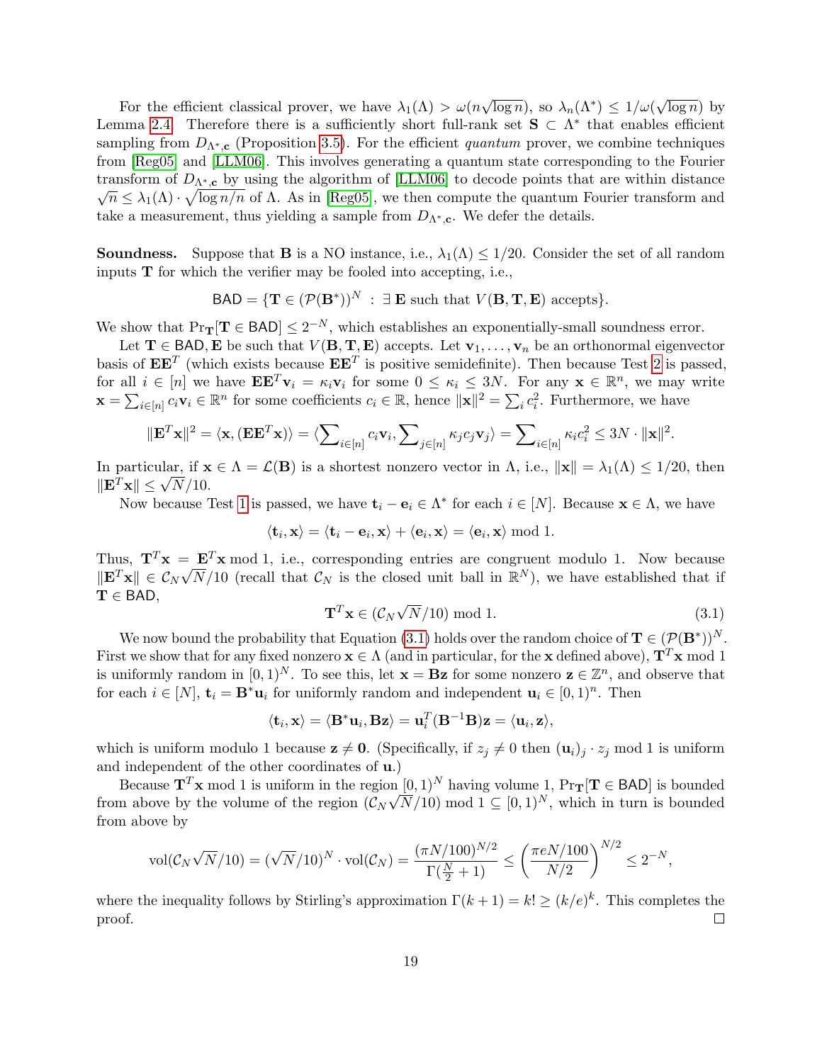For the efficient classical prover, we have $\lambda_1(\Lambda) > \omega(n\sqrt{\log n})$, so $\lambda_n(\Lambda^*) \leq 1/\omega(\sqrt{\log n})$ by Lemma 2.4. Therefore there is a sufficiently short full-rank set $\mathbf{S} \subset \Lambda^*$ that enables efficient sampling from $D_{\Lambda^*,\mathbf{c}}$ (Proposition 3.5). For the efficient *quantum* prover, we combine techniques from [Reg05] and [LLM06]. This involves generating a quantum state corresponding to the Fourier transform of $D_{\Lambda^*,\mathbf{c}}$ by using the algorithm of [LLM06] to decode points that are within distance $\sqrt{n} \leq \lambda_1(\Lambda) \cdot \sqrt{\log n/n}$ of $\Lambda$. As in [Reg05], we then compute the quantum Fourier transform and take a measurement, thus yielding a sample from $D_{\Lambda^*,\mathbf{c}}$. We defer the details.

**Soundness.** Suppose that $\mathbf{B}$ is a NO instance, i.e., $\lambda_1(\Lambda) \leq 1/20$. Consider the set of all random inputs $\mathbf{T}$ for which the verifier may be fooled into accepting, i.e.,

$$\mathsf{BAD} = \{\mathbf{T} \in (\mathcal{P}(\mathbf{B}^*))^N \; : \; \exists \, \mathbf{E} \text{ such that } V(\mathbf{B},\mathbf{T},\mathbf{E}) \text{ accepts}\}.$$

We show that $\Pr_{\mathbf{T}}[\mathbf{T} \in \mathsf{BAD}] \leq 2^{-N}$, which establishes an exponentially-small soundness error.

Let $\mathbf{T} \in \mathsf{BAD}, \mathbf{E}$ be such that $V(\mathbf{B},\mathbf{T},\mathbf{E})$ accepts. Let $\mathbf{v}_1, \ldots, \mathbf{v}_n$ be an orthonormal eigenvector basis of $\mathbf{E}\mathbf{E}^T$ (which exists because $\mathbf{E}\mathbf{E}^T$ is positive semidefinite). Then because Test 2 is passed, for all $i \in [n]$ we have $\mathbf{E}\mathbf{E}^T\mathbf{v}_i = \kappa_i \mathbf{v}_i$ for some $0 \leq \kappa_i \leq 3N$. For any $\mathbf{x} \in \mathbb{R}^n$, we may write $\mathbf{x} = \sum_{i\in[n]} c_i \mathbf{v}_i \in \mathbb{R}^n$ for some coefficients $c_i \in \mathbb{R}$, hence $\|\mathbf{x}\|^2 = \sum_i c_i^2$. Furthermore, we have

$$\|\mathbf{E}^T\mathbf{x}\|^2 = \langle \mathbf{x}, (\mathbf{E}\mathbf{E}^T\mathbf{x})\rangle = \langle \sum\nolimits_{i\in[n]} c_i\mathbf{v}_i, \sum\nolimits_{j\in[n]} \kappa_j c_j \mathbf{v}_j\rangle = \sum\nolimits_{i\in[n]} \kappa_i c_i^2 \leq 3N \cdot \|\mathbf{x}\|^2.$$

In particular, if $\mathbf{x} \in \Lambda = \mathcal{L}(\mathbf{B})$ is a shortest nonzero vector in $\Lambda$, i.e., $\|\mathbf{x}\| = \lambda_1(\Lambda) \leq 1/20$, then $\|\mathbf{E}^T\mathbf{x}\| \leq \sqrt{N}/10$.

Now because Test 1 is passed, we have $\mathbf{t}_i - \mathbf{e}_i \in \Lambda^*$ for each $i \in [N]$. Because $\mathbf{x} \in \Lambda$, we have

$$\langle \mathbf{t}_i, \mathbf{x}\rangle = \langle \mathbf{t}_i - \mathbf{e}_i, \mathbf{x}\rangle + \langle \mathbf{e}_i, \mathbf{x}\rangle = \langle \mathbf{e}_i, \mathbf{x}\rangle \bmod 1.$$

Thus, $\mathbf{T}^T\mathbf{x} = \mathbf{E}^T\mathbf{x} \bmod 1$, i.e., corresponding entries are congruent modulo 1. Now because $\|\mathbf{E}^T\mathbf{x}\| \in \mathcal{C}_N\sqrt{N}/10$ (recall that $\mathcal{C}_N$ is the closed unit ball in $\mathbb{R}^N$), we have established that if $\mathbf{T} \in \mathsf{BAD}$,

$$\mathbf{T}^T\mathbf{x} \in (\mathcal{C}_N\sqrt{N}/10) \bmod 1. \tag{3.1}$$

We now bound the probability that Equation (3.1) holds over the random choice of $\mathbf{T} \in (\mathcal{P}(\mathbf{B}^*))^N$. First we show that for any fixed nonzero $\mathbf{x} \in \Lambda$ (and in particular, for the $\mathbf{x}$ defined above), $\mathbf{T}^T\mathbf{x} \bmod 1$ is uniformly random in $[0,1)^N$. To see this, let $\mathbf{x} = \mathbf{B}\mathbf{z}$ for some nonzero $\mathbf{z} \in \mathbb{Z}^n$, and observe that for each $i \in [N]$, $\mathbf{t}_i = \mathbf{B}^*\mathbf{u}_i$ for uniformly random and independent $\mathbf{u}_i \in [0,1)^n$. Then

$$\langle \mathbf{t}_i, \mathbf{x}\rangle = \langle \mathbf{B}^*\mathbf{u}_i, \mathbf{B}\mathbf{z}\rangle = \mathbf{u}_i^T(\mathbf{B}^{-1}\mathbf{B})\mathbf{z} = \langle \mathbf{u}_i, \mathbf{z}\rangle,$$

which is uniform modulo 1 because $\mathbf{z} \neq \mathbf{0}$. (Specifically, if $z_j \neq 0$ then $(\mathbf{u}_i)_j \cdot z_j \bmod 1$ is uniform and independent of the other coordinates of $\mathbf{u}$.)

Because $\mathbf{T}^T\mathbf{x} \bmod 1$ is uniform in the region $[0,1)^N$ having volume 1, $\Pr_{\mathbf{T}}[\mathbf{T} \in \mathsf{BAD}]$ is bounded from above by the volume of the region $(\mathcal{C}_N\sqrt{N}/10) \bmod 1 \subseteq [0,1)^N$, which in turn is bounded from above by

$$\mathrm{vol}(\mathcal{C}_N\sqrt{N}/10) = (\sqrt{N}/10)^N \cdot \mathrm{vol}(\mathcal{C}_N) = \frac{(\pi N/100)^{N/2}}{\Gamma(\frac{N}{2}+1)} \leq \left(\frac{\pi e N/100}{N/2}\right)^{N/2} \leq 2^{-N},$$

where the inequality follows by Stirling's approximation $\Gamma(k+1) = k! \geq (k/e)^k$. This completes the proof. $\square$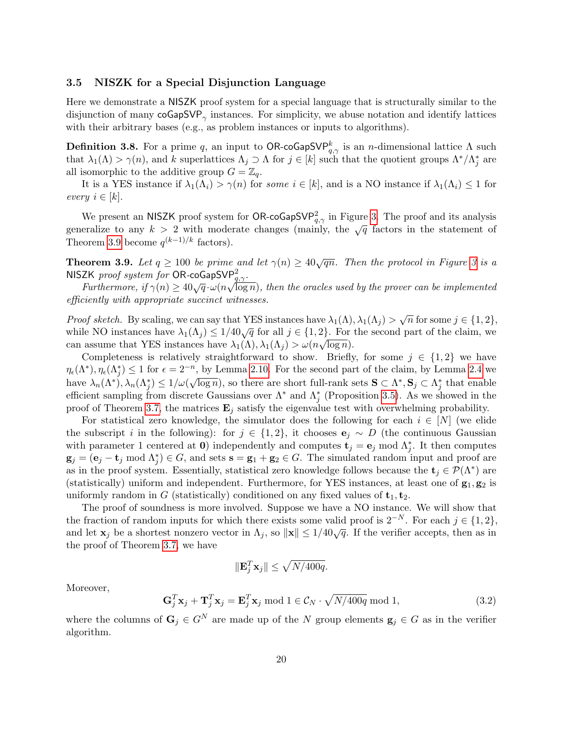### 3.5 NISZK for a Special Disjunction Language

Here we demonstrate a NISZK proof system for a special language that is structurally similar to the disjunction of many $\mathsf{coGapSVP}_\gamma$ instances. For simplicity, we abuse notation and identify lattices with their arbitrary bases (e.g., as problem instances or inputs to algorithms).

**Definition 3.8.** For a prime $q$, an input to $\mathsf{OR\text{-}coGapSVP}^k_{q,\gamma}$ is an $n$-dimensional lattice $\Lambda$ such that $\lambda_1(\Lambda) > \gamma(n)$, and $k$ superlattices $\Lambda_j \supset \Lambda$ for $j \in [k]$ such that the quotient groups $\Lambda^*/\Lambda_j^*$ are all isomorphic to the additive group $G = \mathbb{Z}_q$.

It is a YES instance if $\lambda_1(\Lambda_i) > \gamma(n)$ for *some* $i \in [k]$, and is a NO instance if $\lambda_1(\Lambda_i) \leq 1$ for *every* $i \in [k]$.

We present an NISZK proof system for $\mathsf{OR\text{-}coGapSVP}^2_{q,\gamma}$ in Figure 3. The proof and its analysis generalize to any $k > 2$ with moderate changes (mainly, the $\sqrt{q}$ factors in the statement of Theorem 3.9 become $q^{(k-1)/k}$ factors).

**Theorem 3.9.** *Let $q \geq 100$ be prime and let $\gamma(n) \geq 40\sqrt{qn}$. Then the protocol in Figure 3 is a NISZK proof system for $\mathsf{OR\text{-}coGapSVP}^2_{q,\gamma}$.*

*Furthermore, if $\gamma(n) \geq 40\sqrt{q} \cdot \omega(n\sqrt{\log n})$, then the oracles used by the prover can be implemented efficiently with appropriate succinct witnesses.*

*Proof sketch.* By scaling, we can say that YES instances have $\lambda_1(\Lambda), \lambda_1(\Lambda_j) > \sqrt{n}$ for some $j \in \{1, 2\}$, while NO instances have $\lambda_1(\Lambda_j) \leq 1/40\sqrt{q}$ for all $j \in \{1, 2\}$. For the second part of the claim, we can assume that YES instances have $\lambda_1(\Lambda), \lambda_1(\Lambda_j) > \omega(n\sqrt{\log n})$.

Completeness is relatively straightforward to show. Briefly, for some $j \in \{1, 2\}$ we have $\eta_\epsilon(\Lambda^*), \eta_\epsilon(\Lambda_j^*) \leq 1$ for $\epsilon = 2^{-n}$, by Lemma 2.10. For the second part of the claim, by Lemma 2.4 we have $\lambda_n(\Lambda^*), \lambda_n(\Lambda_j^*) \leq 1/\omega(\sqrt{\log n})$, so there are short full-rank sets $\mathbf{S} \subset \Lambda^*, \mathbf{S}_j \subset \Lambda_j^*$ that enable efficient sampling from discrete Gaussians over $\Lambda^*$ and $\Lambda_j^*$ (Proposition 3.5). As we showed in the proof of Theorem 3.7, the matrices $\mathbf{E}_j$ satisfy the eigenvalue test with overwhelming probability.

For statistical zero knowledge, the simulator does the following for each $i \in [N]$ (we elide the subscript $i$ in the following): for $j \in \{1, 2\}$, it chooses $\mathbf{e}_j \sim D$ (the continuous Gaussian with parameter 1 centered at $\mathbf{0}$) independently and computes $\mathbf{t}_j = \mathbf{e}_j \bmod \Lambda_j^*$. It then computes $\mathbf{g}_j = (\mathbf{e}_j - \mathbf{t}_j \bmod \Lambda_j^*) \in G$, and sets $\mathbf{s} = \mathbf{g}_1 + \mathbf{g}_2 \in G$. The simulated random input and proof are as in the proof system. Essentially, statistical zero knowledge follows because the $\mathbf{t}_j \in \mathcal{P}(\Lambda^*)$ are (statistically) uniform and independent. Furthermore, for YES instances, at least one of $\mathbf{g}_1, \mathbf{g}_2$ is uniformly random in $G$ (statistically) conditioned on any fixed values of $\mathbf{t}_1, \mathbf{t}_2$.

The proof of soundness is more involved. Suppose we have a NO instance. We will show that the fraction of random inputs for which there exists some valid proof is $2^{-N}$. For each $j \in \{1, 2\}$, and let $\mathbf{x}_j$ be a shortest nonzero vector in $\Lambda_j$, so $\|\mathbf{x}\| \leq 1/40\sqrt{q}$. If the verifier accepts, then as in the proof of Theorem 3.7, we have

$$\|\mathbf{E}_j^T \mathbf{x}_j\| \leq \sqrt{N/400q}.$$

Moreover,

$$\mathbf{G}_j^T \mathbf{x}_j + \mathbf{T}_j^T \mathbf{x}_j = \mathbf{E}_j^T \mathbf{x}_j \bmod 1 \in \mathcal{C}_N \cdot \sqrt{N/400q} \bmod 1, \tag{3.2}$$

where the columns of $\mathbf{G}_j \in G^N$ are made up of the $N$ group elements $\mathbf{g}_j \in G$ as in the verifier algorithm.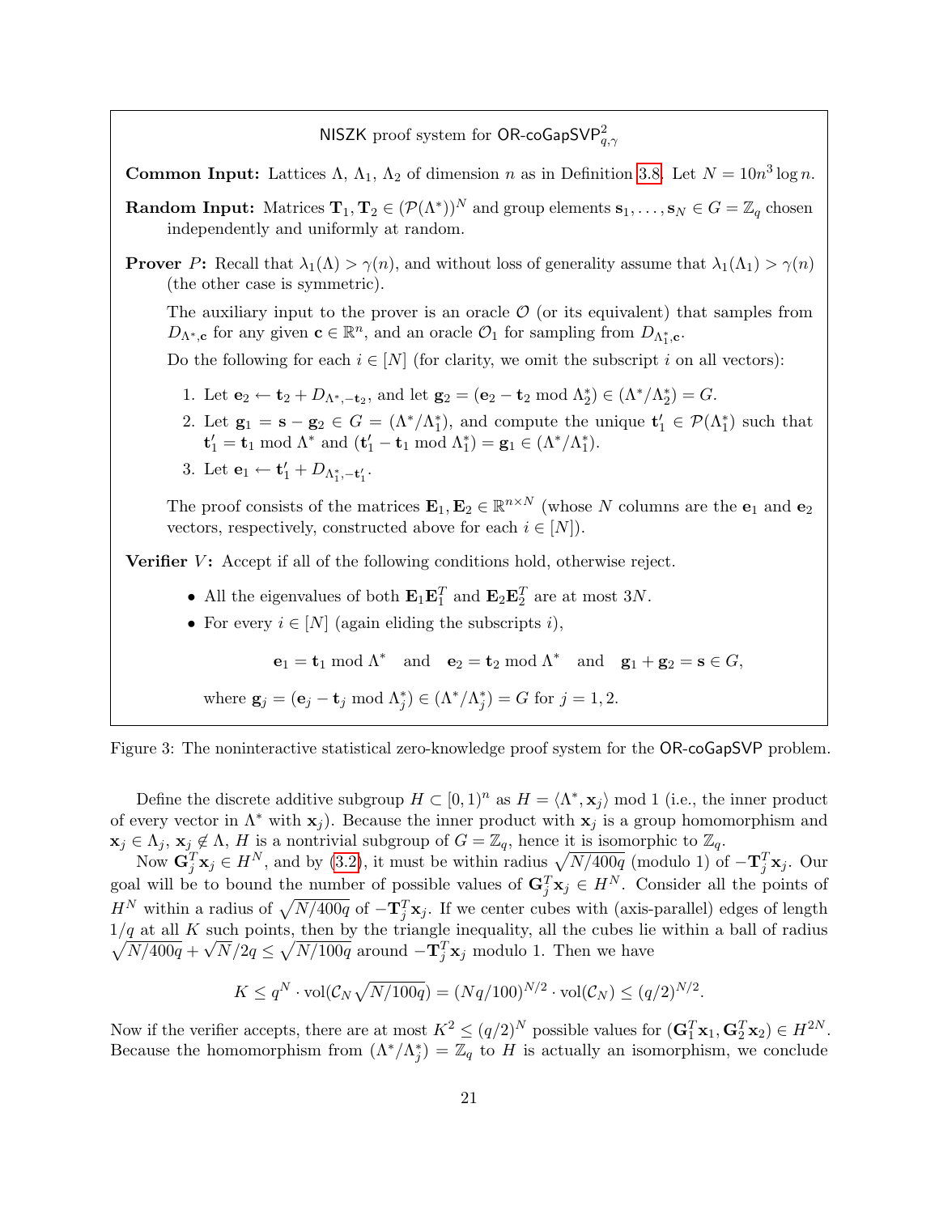**NISZK proof system for $\mathsf{OR\text{-}coGapSVP}^2_{q,\gamma}$**

**Common Input:** Lattices $\Lambda$, $\Lambda_1$, $\Lambda_2$ of dimension $n$ as in Definition 3.8. Let $N = 10n^3 \log n$.

**Random Input:** Matrices $\mathbf{T}_1, \mathbf{T}_2 \in (\mathcal{P}(\Lambda^*))^N$ and group elements $\mathbf{s}_1, \ldots, \mathbf{s}_N \in G = \mathbb{Z}_q$ chosen independently and uniformly at random.

**Prover $P$:** Recall that $\lambda_1(\Lambda) > \gamma(n)$, and without loss of generality assume that $\lambda_1(\Lambda_1) > \gamma(n)$ (the other case is symmetric).

The auxiliary input to the prover is an oracle $\mathcal{O}$ (or its equivalent) that samples from $D_{\Lambda^*,\mathbf{c}}$ for any given $\mathbf{c} \in \mathbb{R}^n$, and an oracle $\mathcal{O}_1$ for sampling from $D_{\Lambda_1^*,\mathbf{c}}$.

Do the following for each $i \in [N]$ (for clarity, we omit the subscript $i$ on all vectors):

1. Let $\mathbf{e}_2 \leftarrow \mathbf{t}_2 + D_{\Lambda^*,-\mathbf{t}_2}$, and let $\mathbf{g}_2 = (\mathbf{e}_2 - \mathbf{t}_2 \bmod \Lambda_2^*) \in (\Lambda^*/\Lambda_2^*) = G$.
2. Let $\mathbf{g}_1 = \mathbf{s} - \mathbf{g}_2 \in G = (\Lambda^*/\Lambda_1^*)$, and compute the unique $\mathbf{t}_1' \in \mathcal{P}(\Lambda_1^*)$ such that $\mathbf{t}_1' = \mathbf{t}_1 \bmod \Lambda^*$ and $(\mathbf{t}_1' - \mathbf{t}_1 \bmod \Lambda_1^*) = \mathbf{g}_1 \in (\Lambda^*/\Lambda_1^*)$.
3. Let $\mathbf{e}_1 \leftarrow \mathbf{t}_1' + D_{\Lambda_1^*,-\mathbf{t}_1'}$.

The proof consists of the matrices $\mathbf{E}_1, \mathbf{E}_2 \in \mathbb{R}^{n\times N}$ (whose $N$ columns are the $\mathbf{e}_1$ and $\mathbf{e}_2$ vectors, respectively, constructed above for each $i \in [N]$).

**Verifier $V$:** Accept if all of the following conditions hold, otherwise reject.

- All the eigenvalues of both $\mathbf{E}_1\mathbf{E}_1^T$ and $\mathbf{E}_2\mathbf{E}_2^T$ are at most $3N$.
- For every $i \in [N]$ (again eliding the subscripts $i$),

$$\mathbf{e}_1 = \mathbf{t}_1 \bmod \Lambda^* \quad \text{and} \quad \mathbf{e}_2 = \mathbf{t}_2 \bmod \Lambda^* \quad \text{and} \quad \mathbf{g}_1 + \mathbf{g}_2 = \mathbf{s} \in G,$$

where $\mathbf{g}_j = (\mathbf{e}_j - \mathbf{t}_j \bmod \Lambda_j^*) \in (\Lambda^*/\Lambda_j^*) = G$ for $j = 1, 2$.

Figure 3: The noninteractive statistical zero-knowledge proof system for the $\mathsf{OR\text{-}coGapSVP}$ problem.

Define the discrete additive subgroup $H \subset [0,1)^n$ as $H = \langle \Lambda^*, \mathbf{x}_j \rangle \bmod 1$ (i.e., the inner product of every vector in $\Lambda^*$ with $\mathbf{x}_j$). Because the inner product with $\mathbf{x}_j$ is a group homomorphism and $\mathbf{x}_j \in \Lambda_j$, $\mathbf{x}_j \notin \Lambda$, $H$ is a nontrivial subgroup of $G = \mathbb{Z}_q$, hence it is isomorphic to $\mathbb{Z}_q$.

Now $\mathbf{G}_j^T \mathbf{x}_j \in H^N$, and by (3.2), it must be within radius $\sqrt{N/400q}$ (modulo 1) of $-\mathbf{T}_j^T \mathbf{x}_j$. Our goal will be to bound the number of possible values of $\mathbf{G}_j^T \mathbf{x}_j \in H^N$. Consider all the points of $H^N$ within a radius of $\sqrt{N/400q}$ of $-\mathbf{T}_j^T \mathbf{x}_j$. If we center cubes with (axis-parallel) edges of length $1/q$ at all $K$ such points, then by the triangle inequality, all the cubes lie within a ball of radius $\sqrt{N/400q} + \sqrt{N}/2q \leq \sqrt{N/100q}$ around $-\mathbf{T}_j^T \mathbf{x}_j$ modulo 1. Then we have

$$K \leq q^N \cdot \mathrm{vol}(\mathcal{C}_N \sqrt{N/100q}) = (Nq/100)^{N/2} \cdot \mathrm{vol}(\mathcal{C}_N) \leq (q/2)^{N/2}.$$

Now if the verifier accepts, there are at most $K^2 \leq (q/2)^N$ possible values for $(\mathbf{G}_1^T \mathbf{x}_1, \mathbf{G}_2^T \mathbf{x}_2) \in H^{2N}$. Because the homomorphism from $(\Lambda^*/\Lambda_j^*) = \mathbb{Z}_q$ to $H$ is actually an isomorphism, we conclude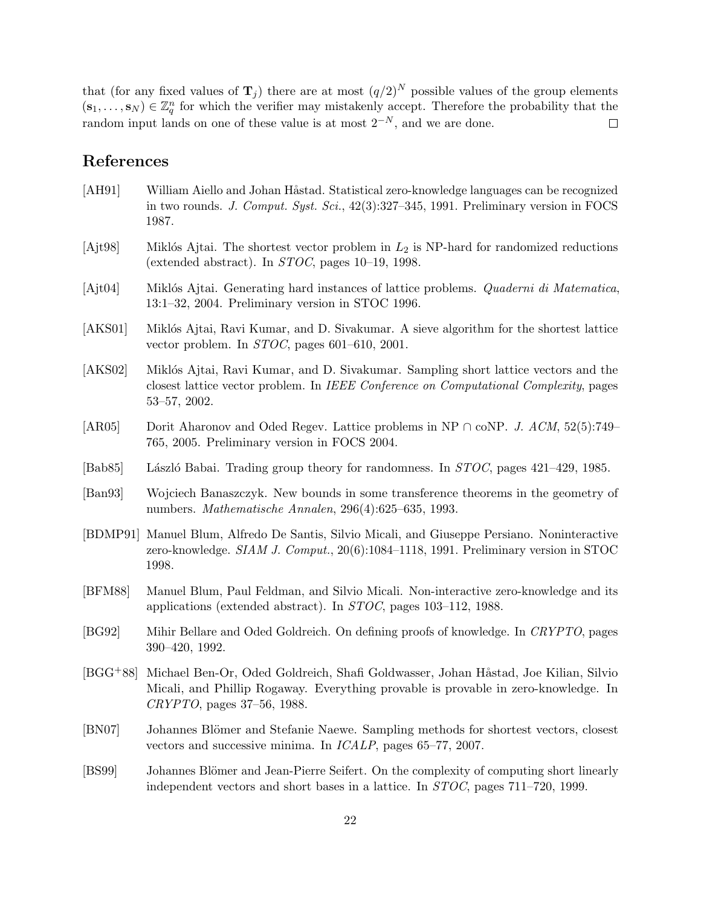that (for any fixed values of $\mathbf{T}_j$) there are at most $(q/2)^N$ possible values of the group elements $(\mathbf{s}_1, \ldots, \mathbf{s}_N) \in \mathbb{Z}_q^n$ for which the verifier may mistakenly accept. Therefore the probability that the random input lands on one of these value is at most $2^{-N}$, and we are done. $\square$

## References

[AH91] William Aiello and Johan Håstad. Statistical zero-knowledge languages can be recognized in two rounds. *J. Comput. Syst. Sci.*, 42(3):327–345, 1991. Preliminary version in FOCS 1987.

[Ajt98] Miklós Ajtai. The shortest vector problem in $L_2$ is NP-hard for randomized reductions (extended abstract). In *STOC*, pages 10–19, 1998.

[Ajt04] Miklós Ajtai. Generating hard instances of lattice problems. *Quaderni di Matematica*, 13:1–32, 2004. Preliminary version in STOC 1996.

[AKS01] Miklós Ajtai, Ravi Kumar, and D. Sivakumar. A sieve algorithm for the shortest lattice vector problem. In *STOC*, pages 601–610, 2001.

[AKS02] Miklós Ajtai, Ravi Kumar, and D. Sivakumar. Sampling short lattice vectors and the closest lattice vector problem. In *IEEE Conference on Computational Complexity*, pages 53–57, 2002.

[AR05] Dorit Aharonov and Oded Regev. Lattice problems in NP $\cap$ coNP. *J. ACM*, 52(5):749–765, 2005. Preliminary version in FOCS 2004.

[Bab85] László Babai. Trading group theory for randomness. In *STOC*, pages 421–429, 1985.

[Ban93] Wojciech Banaszczyk. New bounds in some transference theorems in the geometry of numbers. *Mathematische Annalen*, 296(4):625–635, 1993.

[BDMP91] Manuel Blum, Alfredo De Santis, Silvio Micali, and Giuseppe Persiano. Noninteractive zero-knowledge. *SIAM J. Comput.*, 20(6):1084–1118, 1991. Preliminary version in STOC 1998.

[BFM88] Manuel Blum, Paul Feldman, and Silvio Micali. Non-interactive zero-knowledge and its applications (extended abstract). In *STOC*, pages 103–112, 1988.

[BG92] Mihir Bellare and Oded Goldreich. On defining proofs of knowledge. In *CRYPTO*, pages 390–420, 1992.

[BGG+88] Michael Ben-Or, Oded Goldreich, Shafi Goldwasser, Johan Håstad, Joe Kilian, Silvio Micali, and Phillip Rogaway. Everything provable is provable in zero-knowledge. In *CRYPTO*, pages 37–56, 1988.

[BN07] Johannes Blömer and Stefanie Naewe. Sampling methods for shortest vectors, closest vectors and successive minima. In *ICALP*, pages 65–77, 2007.

[BS99] Johannes Blömer and Jean-Pierre Seifert. On the complexity of computing short linearly independent vectors and short bases in a lattice. In *STOC*, pages 711–720, 1999.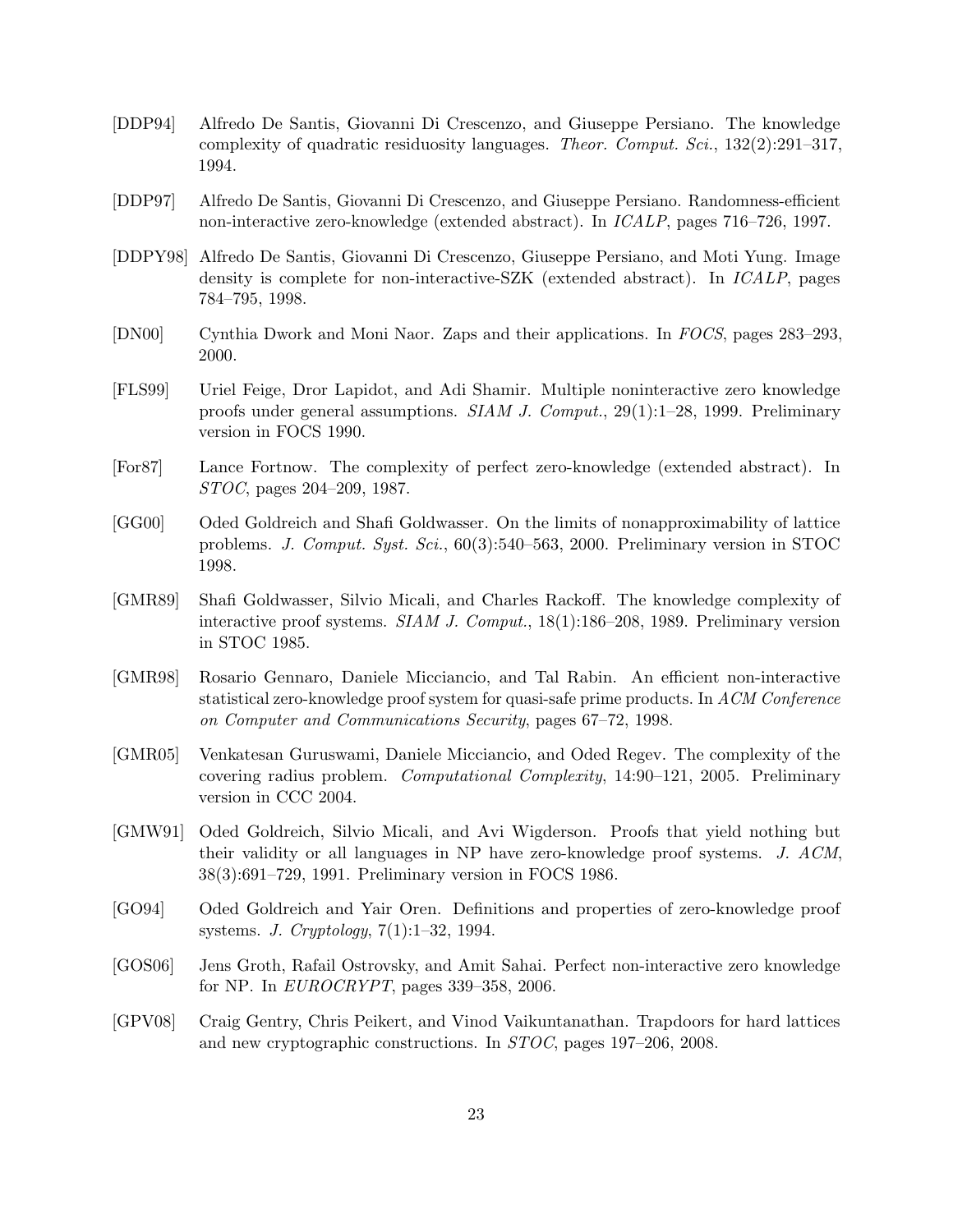[DDP94] Alfredo De Santis, Giovanni Di Crescenzo, and Giuseppe Persiano. The knowledge complexity of quadratic residuosity languages. *Theor. Comput. Sci.*, 132(2):291–317, 1994.

[DDP97] Alfredo De Santis, Giovanni Di Crescenzo, and Giuseppe Persiano. Randomness-efficient non-interactive zero-knowledge (extended abstract). In *ICALP*, pages 716–726, 1997.

[DDPY98] Alfredo De Santis, Giovanni Di Crescenzo, Giuseppe Persiano, and Moti Yung. Image density is complete for non-interactive-SZK (extended abstract). In *ICALP*, pages 784–795, 1998.

[DN00] Cynthia Dwork and Moni Naor. Zaps and their applications. In *FOCS*, pages 283–293, 2000.

[FLS99] Uriel Feige, Dror Lapidot, and Adi Shamir. Multiple noninteractive zero knowledge proofs under general assumptions. *SIAM J. Comput.*, 29(1):1–28, 1999. Preliminary version in FOCS 1990.

[For87] Lance Fortnow. The complexity of perfect zero-knowledge (extended abstract). In *STOC*, pages 204–209, 1987.

[GG00] Oded Goldreich and Shafi Goldwasser. On the limits of nonapproximability of lattice problems. *J. Comput. Syst. Sci.*, 60(3):540–563, 2000. Preliminary version in STOC 1998.

[GMR89] Shafi Goldwasser, Silvio Micali, and Charles Rackoff. The knowledge complexity of interactive proof systems. *SIAM J. Comput.*, 18(1):186–208, 1989. Preliminary version in STOC 1985.

[GMR98] Rosario Gennaro, Daniele Micciancio, and Tal Rabin. An efficient non-interactive statistical zero-knowledge proof system for quasi-safe prime products. In *ACM Conference on Computer and Communications Security*, pages 67–72, 1998.

[GMR05] Venkatesan Guruswami, Daniele Micciancio, and Oded Regev. The complexity of the covering radius problem. *Computational Complexity*, 14:90–121, 2005. Preliminary version in CCC 2004.

[GMW91] Oded Goldreich, Silvio Micali, and Avi Wigderson. Proofs that yield nothing but their validity or all languages in NP have zero-knowledge proof systems. *J. ACM*, 38(3):691–729, 1991. Preliminary version in FOCS 1986.

[GO94] Oded Goldreich and Yair Oren. Definitions and properties of zero-knowledge proof systems. *J. Cryptology*, 7(1):1–32, 1994.

[GOS06] Jens Groth, Rafail Ostrovsky, and Amit Sahai. Perfect non-interactive zero knowledge for NP. In *EUROCRYPT*, pages 339–358, 2006.

[GPV08] Craig Gentry, Chris Peikert, and Vinod Vaikuntanathan. Trapdoors for hard lattices and new cryptographic constructions. In *STOC*, pages 197–206, 2008.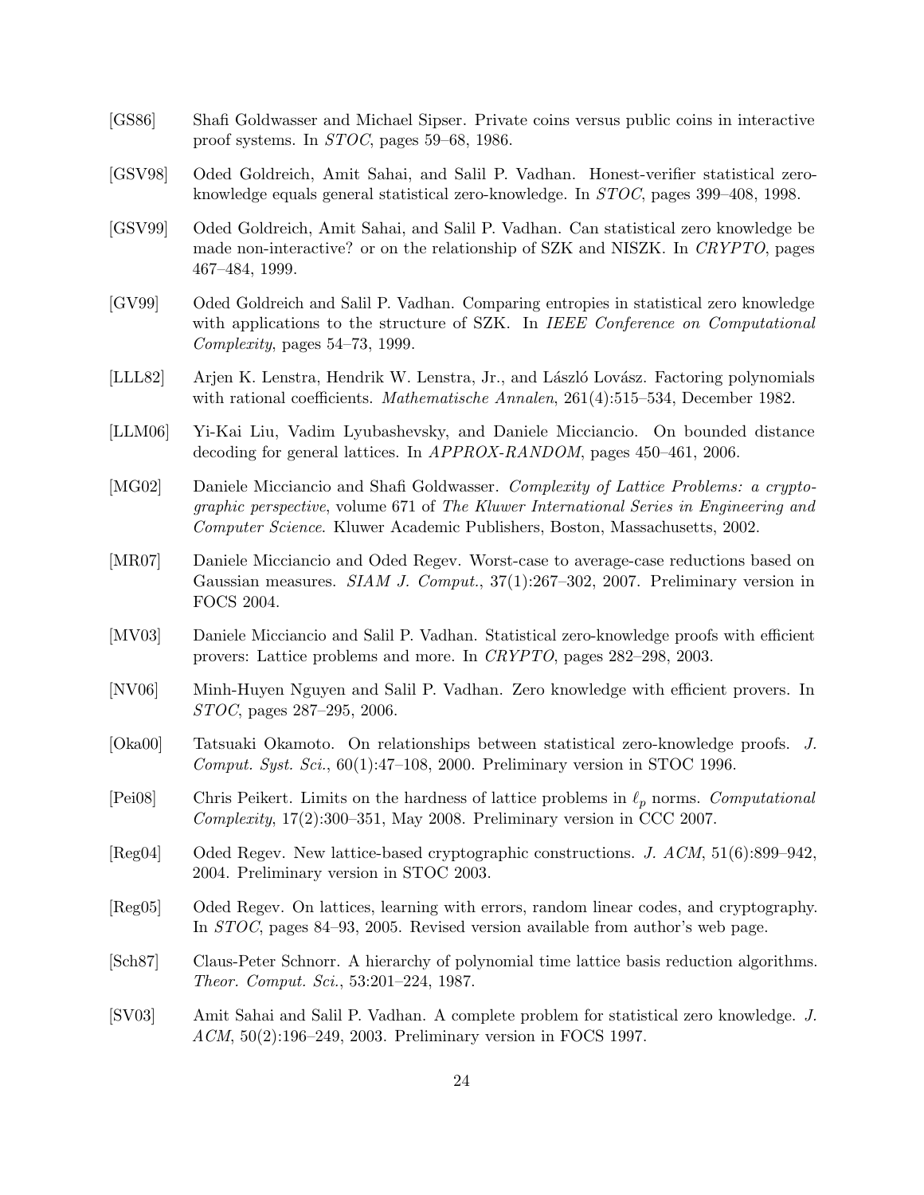[GS86] Shafi Goldwasser and Michael Sipser. Private coins versus public coins in interactive proof systems. In *STOC*, pages 59–68, 1986.

[GSV98] Oded Goldreich, Amit Sahai, and Salil P. Vadhan. Honest-verifier statistical zero-knowledge equals general statistical zero-knowledge. In *STOC*, pages 399–408, 1998.

[GSV99] Oded Goldreich, Amit Sahai, and Salil P. Vadhan. Can statistical zero knowledge be made non-interactive? or on the relationship of SZK and NISZK. In *CRYPTO*, pages 467–484, 1999.

[GV99] Oded Goldreich and Salil P. Vadhan. Comparing entropies in statistical zero knowledge with applications to the structure of SZK. In *IEEE Conference on Computational Complexity*, pages 54–73, 1999.

[LLL82] Arjen K. Lenstra, Hendrik W. Lenstra, Jr., and László Lovász. Factoring polynomials with rational coefficients. *Mathematische Annalen*, 261(4):515–534, December 1982.

[LLM06] Yi-Kai Liu, Vadim Lyubashevsky, and Daniele Micciancio. On bounded distance decoding for general lattices. In *APPROX-RANDOM*, pages 450–461, 2006.

[MG02] Daniele Micciancio and Shafi Goldwasser. *Complexity of Lattice Problems: a cryptographic perspective*, volume 671 of *The Kluwer International Series in Engineering and Computer Science*. Kluwer Academic Publishers, Boston, Massachusetts, 2002.

[MR07] Daniele Micciancio and Oded Regev. Worst-case to average-case reductions based on Gaussian measures. *SIAM J. Comput.*, 37(1):267–302, 2007. Preliminary version in FOCS 2004.

[MV03] Daniele Micciancio and Salil P. Vadhan. Statistical zero-knowledge proofs with efficient provers: Lattice problems and more. In *CRYPTO*, pages 282–298, 2003.

[NV06] Minh-Huyen Nguyen and Salil P. Vadhan. Zero knowledge with efficient provers. In *STOC*, pages 287–295, 2006.

[Oka00] Tatsuaki Okamoto. On relationships between statistical zero-knowledge proofs. *J. Comput. Syst. Sci.*, 60(1):47–108, 2000. Preliminary version in STOC 1996.

[Pei08] Chris Peikert. Limits on the hardness of lattice problems in $\ell_p$ norms. *Computational Complexity*, 17(2):300–351, May 2008. Preliminary version in CCC 2007.

[Reg04] Oded Regev. New lattice-based cryptographic constructions. *J. ACM*, 51(6):899–942, 2004. Preliminary version in STOC 2003.

[Reg05] Oded Regev. On lattices, learning with errors, random linear codes, and cryptography. In *STOC*, pages 84–93, 2005. Revised version available from author's web page.

[Sch87] Claus-Peter Schnorr. A hierarchy of polynomial time lattice basis reduction algorithms. *Theor. Comput. Sci.*, 53:201–224, 1987.

[SV03] Amit Sahai and Salil P. Vadhan. A complete problem for statistical zero knowledge. *J. ACM*, 50(2):196–249, 2003. Preliminary version in FOCS 1997.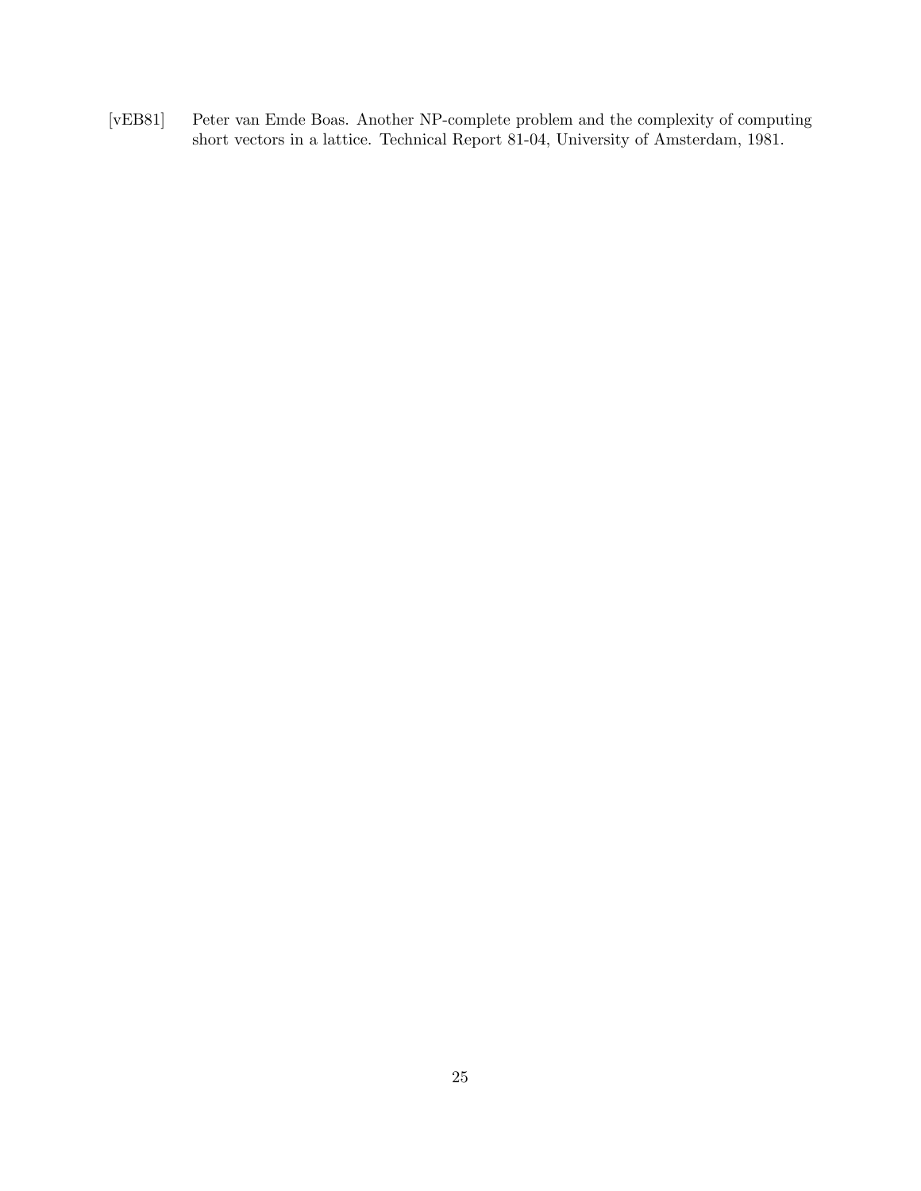[vEB81] Peter van Emde Boas. Another NP-complete problem and the complexity of computing short vectors in a lattice. Technical Report 81-04, University of Amsterdam, 1981.